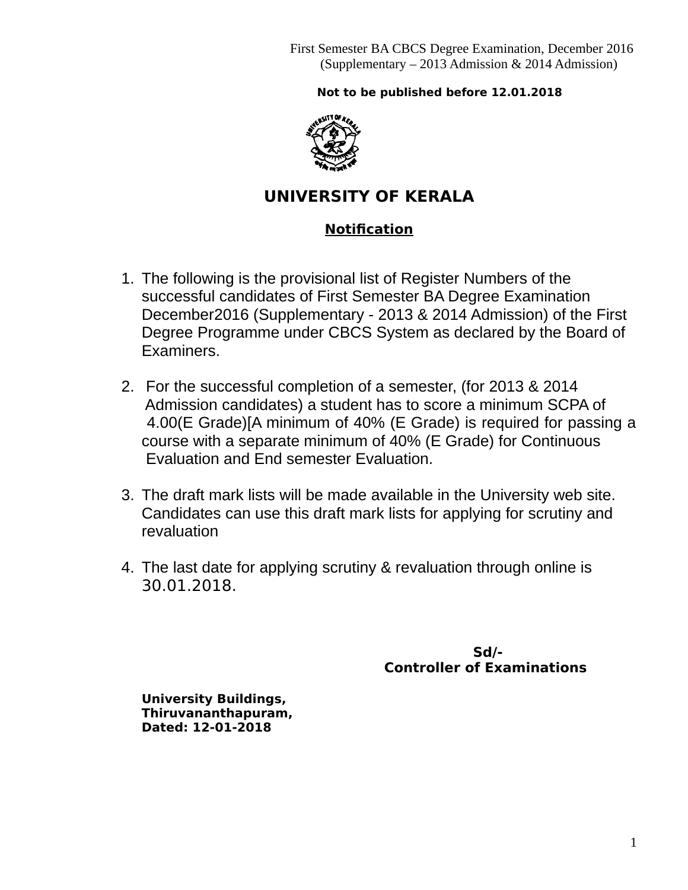First Semester BA CBCS Degree Examination, December 2016
(Supplementary – 2013 Admission & 2014 Admission)

**Not to be published before 12.01.2018**

# UNIVERSITY OF KERALA

## Notification

1. The following is the provisional list of Register Numbers of the successful candidates of First Semester BA Degree Examination December2016 (Supplementary - 2013 & 2014 Admission) of the First Degree Programme under CBCS System as declared by the Board of Examiners.

2. For the successful completion of a semester, (for 2013 & 2014 Admission candidates) a student has to score a minimum SCPA of 4.00(E Grade)[A minimum of 40% (E Grade) is required for passing a course with a separate minimum of 40% (E Grade) for Continuous Evaluation and End semester Evaluation.

3. The draft mark lists will be made available in the University web site. Candidates can use this draft mark lists for applying for scrutiny and revaluation

4. The last date for applying scrutiny & revaluation through online is 30.01.2018.

**Sd/-**
**Controller of Examinations**

**University Buildings,**
**Thiruvananthapuram,**
**Dated: 12-01-2018**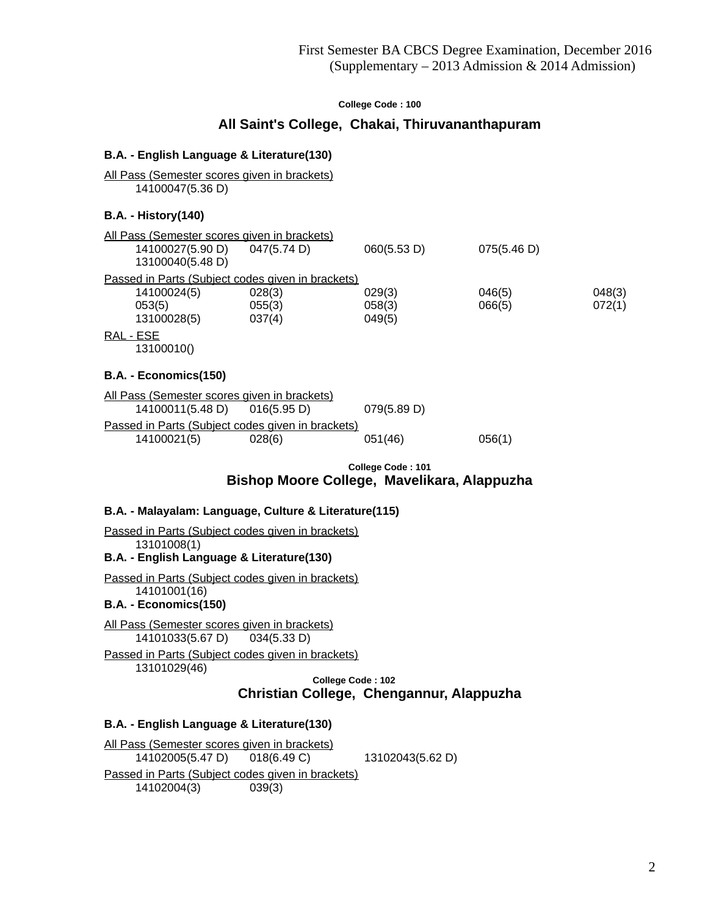First Semester BA CBCS Degree Examination, December 2016
(Supplementary – 2013 Admission & 2014 Admission)

**College Code : 100**

## All Saint's College, Chakai, Thiruvananthapuram

### B.A. - English Language & Literature(130)

All Pass (Semester scores given in brackets)

14100047(5.36 D)

### B.A. - History(140)

All Pass (Semester scores given in brackets)

| | | | |
|---|---|---|---|
| 14100027(5.90 D) | 047(5.74 D) | 060(5.53 D) | 075(5.46 D) |
| 13100040(5.48 D) | | | |

Passed in Parts (Subject codes given in brackets)

| | | | | |
|---|---|---|---|---|
| 14100024(5) | 028(3) | 029(3) | 046(5) | 048(3) |
| 053(5) | 055(3) | 058(3) | 066(5) | 072(1) |
| 13100028(5) | 037(4) | 049(5) | | |

RAL - ESE

13100010()

### B.A. - Economics(150)

All Pass (Semester scores given in brackets)

| | | |
|---|---|---|
| 14100011(5.48 D) | 016(5.95 D) | 079(5.89 D) |

Passed in Parts (Subject codes given in brackets)

| | | | |
|---|---|---|---|
| 14100021(5) | 028(6) | 051(46) | 056(1) |

**College Code : 101**

## Bishop Moore College, Mavelikara, Alappuzha

### B.A. - Malayalam: Language, Culture & Literature(115)

Passed in Parts (Subject codes given in brackets)

13101008(1)

### B.A. - English Language & Literature(130)

Passed in Parts (Subject codes given in brackets)

14101001(16)

### B.A. - Economics(150)

All Pass (Semester scores given in brackets)

| | |
|---|---|
| 14101033(5.67 D) | 034(5.33 D) |

Passed in Parts (Subject codes given in brackets)

13101029(46)

**College Code : 102**

## Christian College, Chengannur, Alappuzha

### B.A. - English Language & Literature(130)

All Pass (Semester scores given in brackets)

| | | |
|---|---|---|
| 14102005(5.47 D) | 018(6.49 C) | 13102043(5.62 D) |

Passed in Parts (Subject codes given in brackets)

| | |
|---|---|
| 14102004(3) | 039(3) |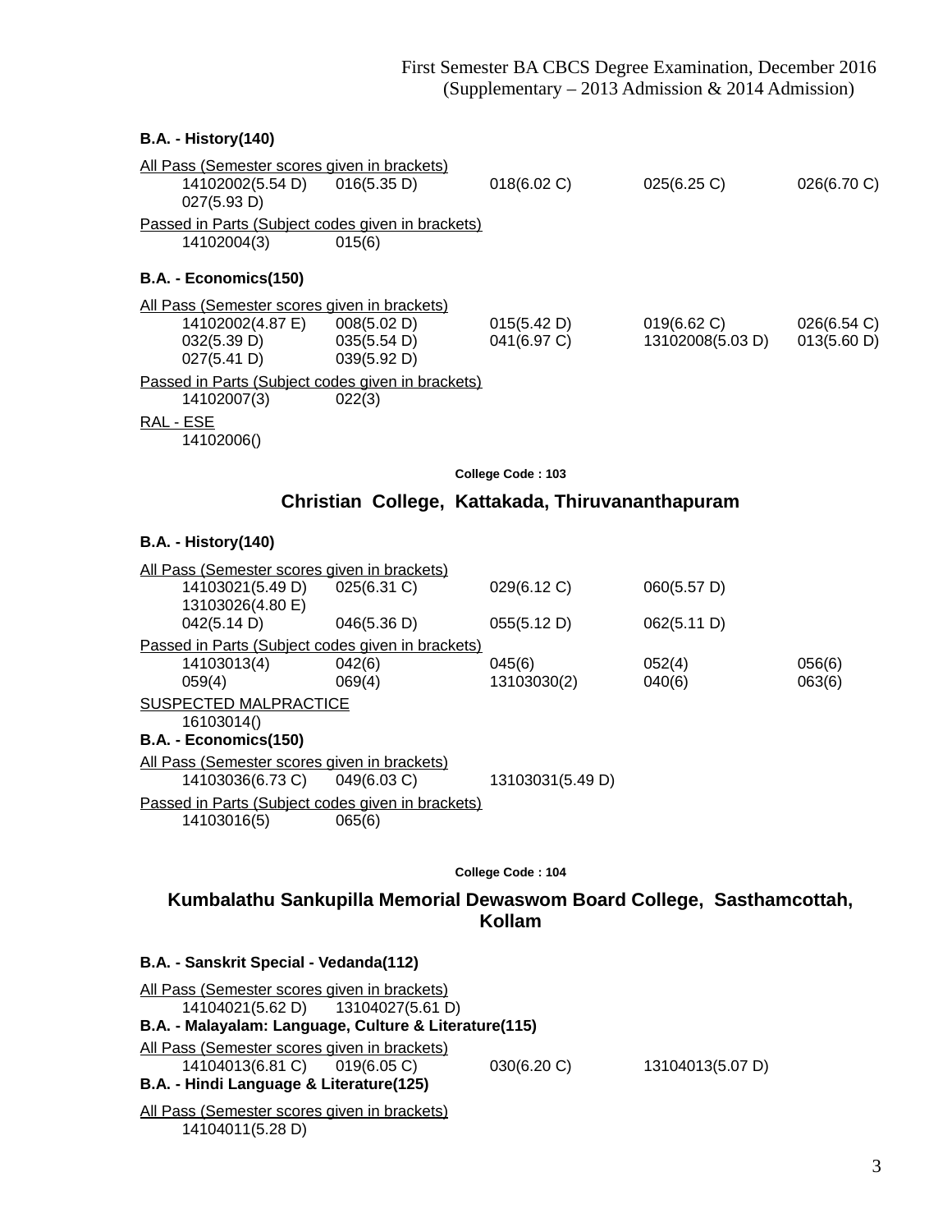First Semester BA CBCS Degree Examination, December 2016
(Supplementary – 2013 Admission & 2014 Admission)

**B.A. - History(140)**

All Pass (Semester scores given in brackets)

| | | | | |
|---|---|---|---|---|
| 14102002(5.54 D) | 016(5.35 D) | 018(6.02 C) | 025(6.25 C) | 026(6.70 C) |
| 027(5.93 D) | | | | |

Passed in Parts (Subject codes given in brackets)

| | |
|---|---|
| 14102004(3) | 015(6) |

**B.A. - Economics(150)**

All Pass (Semester scores given in brackets)

| | | | | |
|---|---|---|---|---|
| 14102002(4.87 E) | 008(5.02 D) | 015(5.42 D) | 019(6.62 C) | 026(6.54 C) |
| 032(5.39 D) | 035(5.54 D) | 041(6.97 C) | 13102008(5.03 D) | 013(5.60 D) |
| 027(5.41 D) | 039(5.92 D) | | | |

Passed in Parts (Subject codes given in brackets)

| | |
|---|---|
| 14102007(3) | 022(3) |

RAL - ESE

14102006()

College Code : 103

## Christian College, Kattakada, Thiruvananthapuram

**B.A. - History(140)**

All Pass (Semester scores given in brackets)

| | | | | |
|---|---|---|---|---|
| 14103021(5.49 D) | 025(6.31 C) | 029(6.12 C) | 060(5.57 D) | |
| 13103026(4.80 E) | | | | |
| 042(5.14 D) | 046(5.36 D) | 055(5.12 D) | 062(5.11 D) | |

Passed in Parts (Subject codes given in brackets)

| | | | | |
|---|---|---|---|---|
| 14103013(4) | 042(6) | 045(6) | 052(4) | 056(6) |
| 059(4) | 069(4) | 13103030(2) | 040(6) | 063(6) |

SUSPECTED MALPRACTICE

16103014()

**B.A. - Economics(150)**

All Pass (Semester scores given in brackets)

| | | |
|---|---|---|
| 14103036(6.73 C) | 049(6.03 C) | 13103031(5.49 D) |

Passed in Parts (Subject codes given in brackets)

| | |
|---|---|
| 14103016(5) | 065(6) |

College Code : 104

## Kumbalathu Sankupilla Memorial Dewaswom Board College, Sasthamcottah, Kollam

**B.A. - Sanskrit Special - Vedanda(112)**

All Pass (Semester scores given in brackets)

| | |
|---|---|
| 14104021(5.62 D) | 13104027(5.61 D) |

**B.A. - Malayalam: Language, Culture & Literature(115)**

All Pass (Semester scores given in brackets)

| | | | |
|---|---|---|---|
| 14104013(6.81 C) | 019(6.05 C) | 030(6.20 C) | 13104013(5.07 D) |

**B.A. - Hindi Language & Literature(125)**

All Pass (Semester scores given in brackets)

14104011(5.28 D)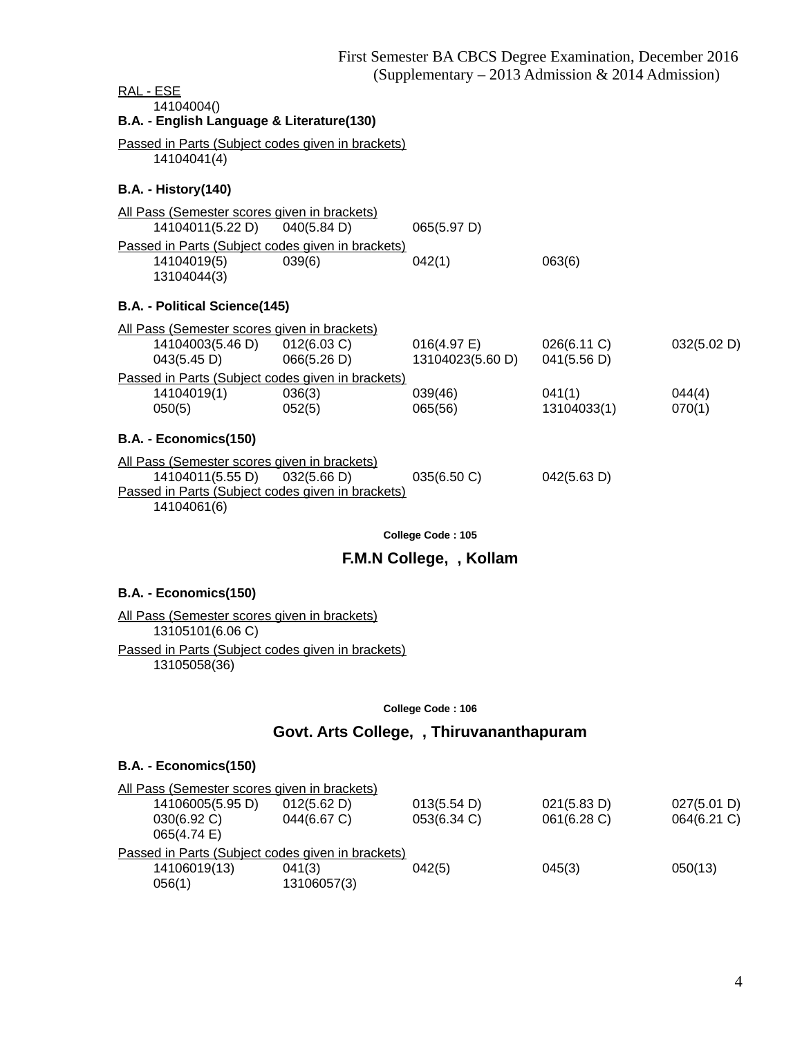RAL - ESE

14104004()

**B.A. - English Language & Literature(130)**

Passed in Parts (Subject codes given in brackets)

14104041(4)

**B.A. - History(140)**

All Pass (Semester scores given in brackets)

| | | | | |
|---|---|---|---|---|
| 14104011(5.22 D) | 040(5.84 D) | 065(5.97 D) | | |

Passed in Parts (Subject codes given in brackets)

| | | | | |
|---|---|---|---|---|
| 14104019(5) | 039(6) | 042(1) | 063(6) | |
| 13104044(3) | | | | |

**B.A. - Political Science(145)**

All Pass (Semester scores given in brackets)

| | | | | |
|---|---|---|---|---|
| 14104003(5.46 D) | 012(6.03 C) | 016(4.97 E) | 026(6.11 C) | 032(5.02 D) |
| 043(5.45 D) | 066(5.26 D) | 13104023(5.60 D) | 041(5.56 D) | |

Passed in Parts (Subject codes given in brackets)

| | | | | |
|---|---|---|---|---|
| 14104019(1) | 036(3) | 039(46) | 041(1) | 044(4) |
| 050(5) | 052(5) | 065(56) | 13104033(1) | 070(1) |

**B.A. - Economics(150)**

All Pass (Semester scores given in brackets)

| | | | | |
|---|---|---|---|---|
| 14104011(5.55 D) | 032(5.66 D) | 035(6.50 C) | 042(5.63 D) | |

Passed in Parts (Subject codes given in brackets)

14104061(6)

College Code : 105

## F.M.N College, , Kollam

**B.A. - Economics(150)**

All Pass (Semester scores given in brackets)

13105101(6.06 C)

Passed in Parts (Subject codes given in brackets)

13105058(36)

College Code : 106

## Govt. Arts College, , Thiruvananthapuram

**B.A. - Economics(150)**

All Pass (Semester scores given in brackets)

| | | | | |
|---|---|---|---|---|
| 14106005(5.95 D) | 012(5.62 D) | 013(5.54 D) | 021(5.83 D) | 027(5.01 D) |
| 030(6.92 C) | 044(6.67 C) | 053(6.34 C) | 061(6.28 C) | 064(6.21 C) |
| 065(4.74 E) | | | | |

Passed in Parts (Subject codes given in brackets)

| | | | | |
|---|---|---|---|---|
| 14106019(13) | 041(3) | 042(5) | 045(3) | 050(13) |
| 056(1) | 13106057(3) | | | |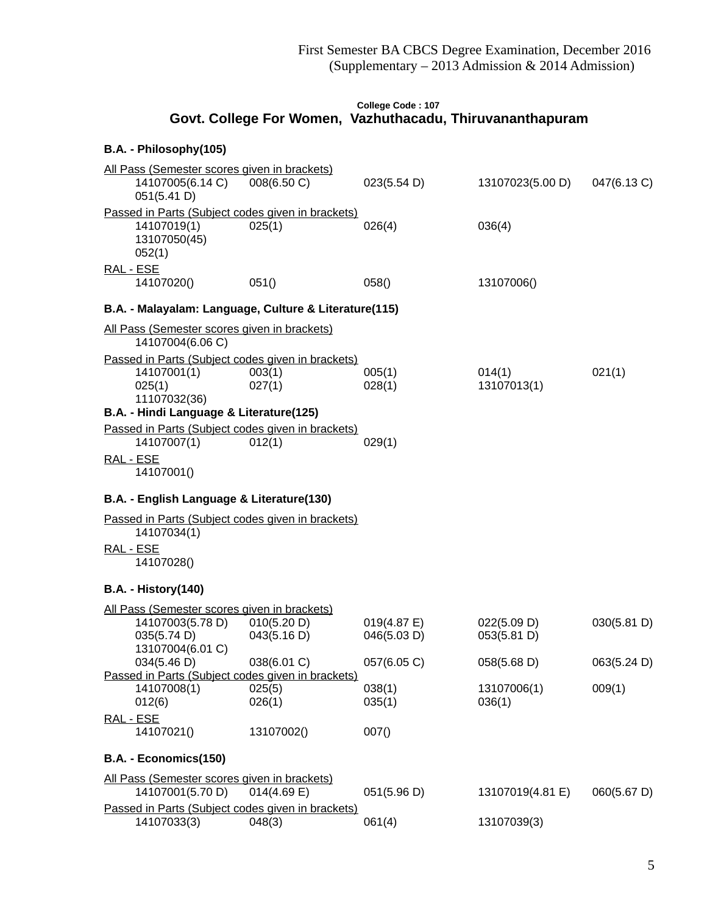First Semester BA CBCS Degree Examination, December 2016
(Supplementary – 2013 Admission & 2014 Admission)

College Code : 107

## Govt. College For Women, Vazhuthacadu, Thiruvananthapuram

### B.A. - Philosophy(105)

All Pass (Semester scores given in brackets)

14107005(6.14 C) 008(6.50 C) 023(5.54 D) 13107023(5.00 D) 047(6.13 C)
051(5.41 D)

Passed in Parts (Subject codes given in brackets)

14107019(1) 025(1) 026(4) 036(4)
13107050(45)
052(1)

RAL - ESE

14107020() 051() 058() 13107006()

### B.A. - Malayalam: Language, Culture & Literature(115)

All Pass (Semester scores given in brackets)

14107004(6.06 C)

Passed in Parts (Subject codes given in brackets)

14107001(1) 003(1) 005(1) 014(1) 021(1)
025(1) 027(1) 028(1) 13107013(1)
11107032(36)

### B.A. - Hindi Language & Literature(125)

Passed in Parts (Subject codes given in brackets)

14107007(1) 012(1) 029(1)

RAL - ESE

14107001()

### B.A. - English Language & Literature(130)

Passed in Parts (Subject codes given in brackets)

14107034(1)

RAL - ESE

14107028()

### B.A. - History(140)

All Pass (Semester scores given in brackets)

14107003(5.78 D) 010(5.20 D) 019(4.87 E) 022(5.09 D) 030(5.81 D)
035(5.74 D) 043(5.16 D) 046(5.03 D) 053(5.81 D)
13107004(6.01 C)
034(5.46 D) 038(6.01 C) 057(6.05 C) 058(5.68 D) 063(5.24 D)

Passed in Parts (Subject codes given in brackets)

14107008(1) 025(5) 038(1) 13107006(1) 009(1)
012(6) 026(1) 035(1) 036(1)

RAL - ESE

14107021() 13107002() 007()

### B.A. - Economics(150)

All Pass (Semester scores given in brackets)

14107001(5.70 D) 014(4.69 E) 051(5.96 D) 13107019(4.81 E) 060(5.67 D)

Passed in Parts (Subject codes given in brackets)

14107033(3) 048(3) 061(4) 13107039(3)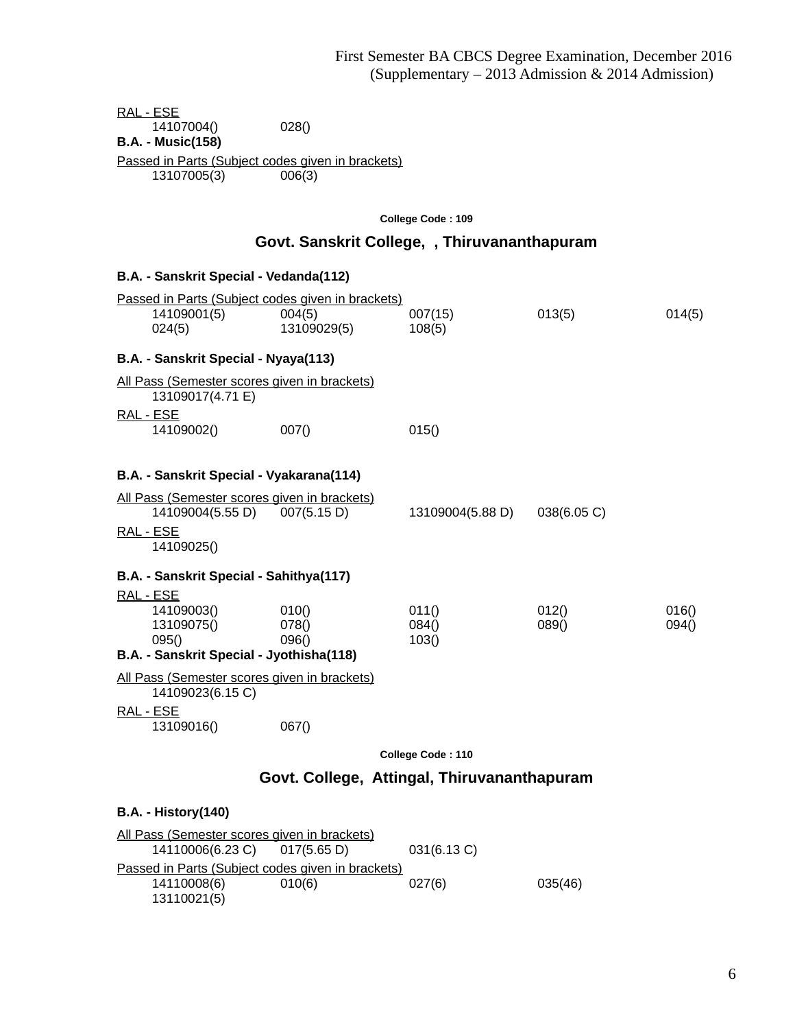RAL - ESE

| | | | | |
|---|---|---|---|---|
| 14107004() | 028() | | | |

**B.A. - Music(158)**

Passed in Parts (Subject codes given in brackets)

| | | | | |
|---|---|---|---|---|
| 13107005(3) | 006(3) | | | |

College Code : 109

## Govt. Sanskrit College, , Thiruvananthapuram

**B.A. - Sanskrit Special - Vedanda(112)**

Passed in Parts (Subject codes given in brackets)

| | | | | |
|---|---|---|---|---|
| 14109001(5) | 004(5) | 007(15) | 013(5) | 014(5) |
| 024(5) | 13109029(5) | 108(5) | | |

**B.A. - Sanskrit Special - Nyaya(113)**

All Pass (Semester scores given in brackets)

| | | | | |
|---|---|---|---|---|
| 13109017(4.71 E) | | | | |

RAL - ESE

| | | | | |
|---|---|---|---|---|
| 14109002() | 007() | 015() | | |

**B.A. - Sanskrit Special - Vyakarana(114)**

All Pass (Semester scores given in brackets)

| | | | | |
|---|---|---|---|---|
| 14109004(5.55 D) | 007(5.15 D) | 13109004(5.88 D) | 038(6.05 C) | |

RAL - ESE

| | | | | |
|---|---|---|---|---|
| 14109025() | | | | |

**B.A. - Sanskrit Special - Sahithya(117)**

RAL - ESE

| | | | | |
|---|---|---|---|---|
| 14109003() | 010() | 011() | 012() | 016() |
| 13109075() | 078() | 084() | 089() | 094() |
| 095() | 096() | 103() | | |

**B.A. - Sanskrit Special - Jyothisha(118)**

All Pass (Semester scores given in brackets)

| | | | | |
|---|---|---|---|---|
| 14109023(6.15 C) | | | | |

RAL - ESE

| | | | | |
|---|---|---|---|---|
| 13109016() | 067() | | | |

College Code : 110

## Govt. College, Attingal, Thiruvananthapuram

**B.A. - History(140)**

All Pass (Semester scores given in brackets)

| | | | | |
|---|---|---|---|---|
| 14110006(6.23 C) | 017(5.65 D) | 031(6.13 C) | | |

Passed in Parts (Subject codes given in brackets)

| | | | | |
|---|---|---|---|---|
| 14110008(6) | 010(6) | 027(6) | 035(46) | |
| 13110021(5) | | | | |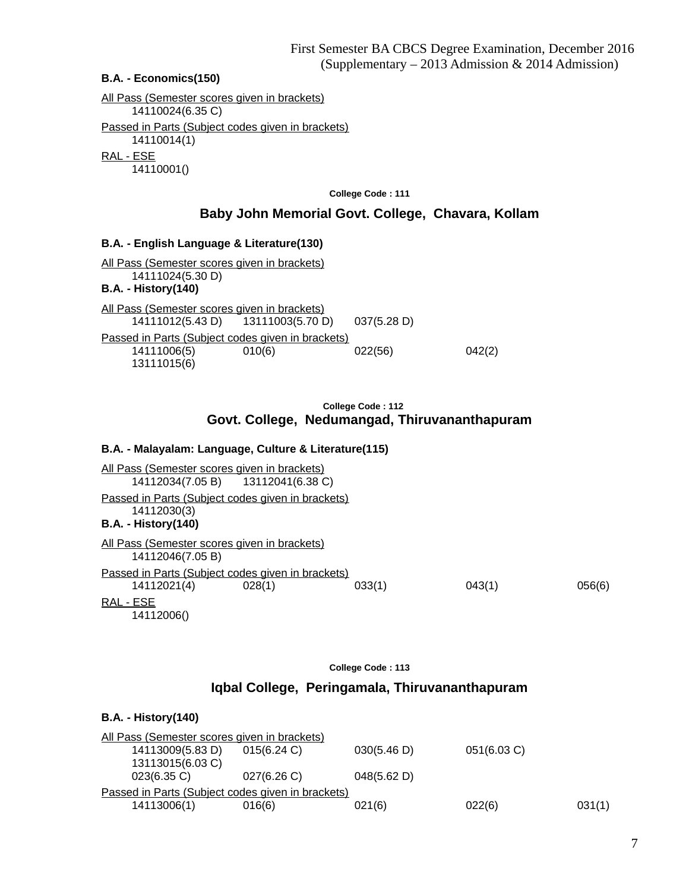First Semester BA CBCS Degree Examination, December 2016
(Supplementary – 2013 Admission & 2014 Admission)

**B.A. - Economics(150)**

All Pass (Semester scores given in brackets)

14110024(6.35 C)

Passed in Parts (Subject codes given in brackets)

14110014(1)

RAL - ESE

14110001()

**College Code : 111**

## Baby John Memorial Govt. College, Chavara, Kollam

**B.A. - English Language & Literature(130)**

All Pass (Semester scores given in brackets)

14111024(5.30 D)

**B.A. - History(140)**

All Pass (Semester scores given in brackets)

14111012(5.43 D) 13111003(5.70 D) 037(5.28 D)

Passed in Parts (Subject codes given in brackets)

14111006(5) 010(6) 022(56) 042(2)
13111015(6)

**College Code : 112**

## Govt. College, Nedumangad, Thiruvananthapuram

**B.A. - Malayalam: Language, Culture & Literature(115)**

All Pass (Semester scores given in brackets)

14112034(7.05 B) 13112041(6.38 C)

Passed in Parts (Subject codes given in brackets)

14112030(3)

**B.A. - History(140)**

All Pass (Semester scores given in brackets)

14112046(7.05 B)

Passed in Parts (Subject codes given in brackets)

14112021(4) 028(1) 033(1) 043(1) 056(6)

RAL - ESE

14112006()

**College Code : 113**

## Iqbal College, Peringamala, Thiruvananthapuram

**B.A. - History(140)**

All Pass (Semester scores given in brackets)

14113009(5.83 D) 015(6.24 C) 030(5.46 D) 051(6.03 C)
13113015(6.03 C)
023(6.35 C) 027(6.26 C) 048(5.62 D)

Passed in Parts (Subject codes given in brackets)

14113006(1) 016(6) 021(6) 022(6) 031(1)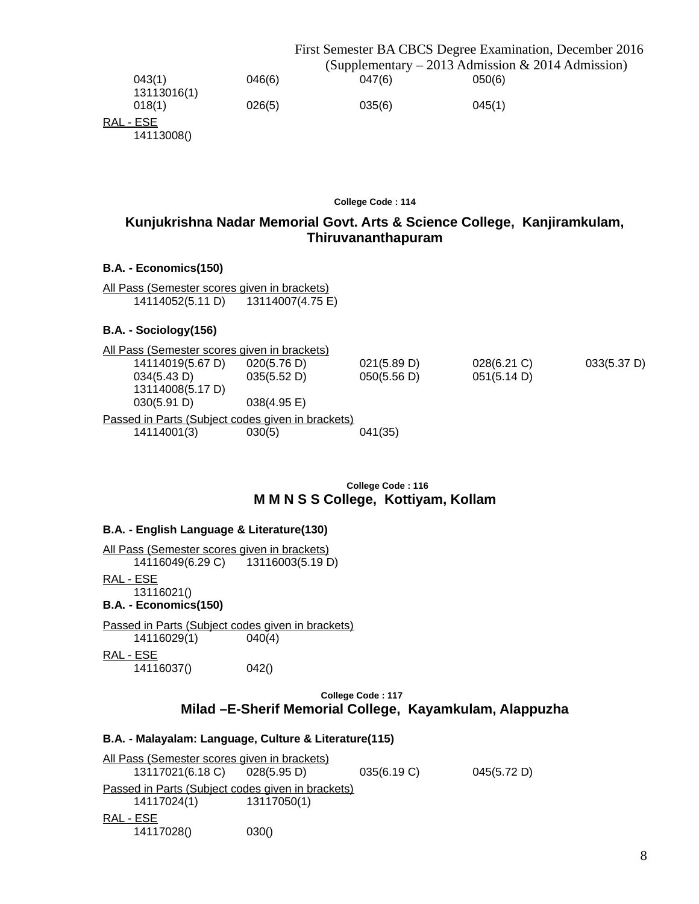043(1)    046(6)    047(6)    050(6)
13113016(1)
018(1)    026(5)    035(6)    045(1)

RAL - ESE

14113008()

College Code : 114

## Kunjukrishna Nadar Memorial Govt. Arts & Science College, Kanjiramkulam, Thiruvananthapuram

### B.A. - Economics(150)

All Pass (Semester scores given in brackets)

14114052(5.11 D)    13114007(4.75 E)

### B.A. - Sociology(156)

All Pass (Semester scores given in brackets)

14114019(5.67 D)    020(5.76 D)    021(5.89 D)    028(6.21 C)    033(5.37 D)
034(5.43 D)    035(5.52 D)    050(5.56 D)    051(5.14 D)
13114008(5.17 D)
030(5.91 D)    038(4.95 E)

Passed in Parts (Subject codes given in brackets)

14114001(3)    030(5)    041(35)

College Code : 116

## M M N S S College, Kottiyam, Kollam

### B.A. - English Language & Literature(130)

All Pass (Semester scores given in brackets)

14116049(6.29 C)    13116003(5.19 D)

RAL - ESE

13116021()

### B.A. - Economics(150)

Passed in Parts (Subject codes given in brackets)

14116029(1)    040(4)

RAL - ESE

14116037()    042()

College Code : 117

## Milad –E-Sherif Memorial College, Kayamkulam, Alappuzha

### B.A. - Malayalam: Language, Culture & Literature(115)

All Pass (Semester scores given in brackets)

13117021(6.18 C)    028(5.95 D)    035(6.19 C)    045(5.72 D)

Passed in Parts (Subject codes given in brackets)

14117024(1)    13117050(1)

RAL - ESE

14117028()    030()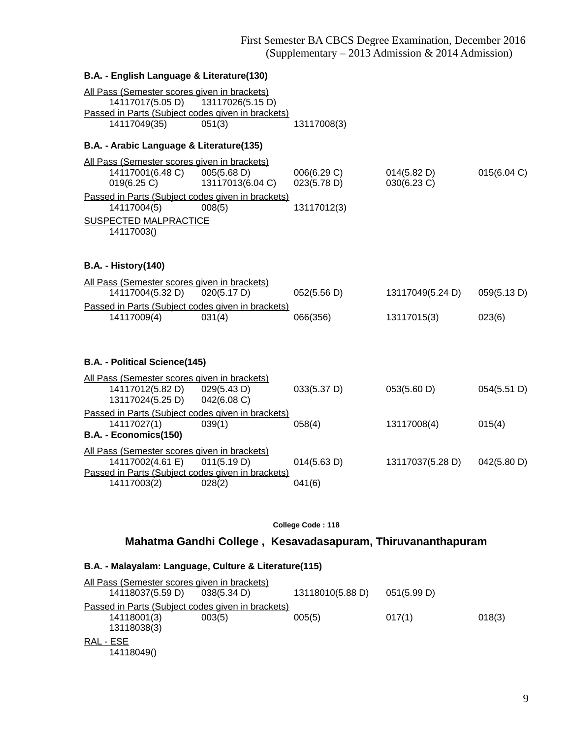### B.A. - English Language & Literature(130)

All Pass (Semester scores given in brackets)

14117017(5.05 D) 13117026(5.15 D)

Passed in Parts (Subject codes given in brackets)

14117049(35) 051(3) 13117008(3)

### B.A. - Arabic Language & Literature(135)

All Pass (Semester scores given in brackets)

14117001(6.48 C) 005(5.68 D) 006(6.29 C) 014(5.82 D) 015(6.04 C)
019(6.25 C) 13117013(6.04 C) 023(5.78 D) 030(6.23 C)

Passed in Parts (Subject codes given in brackets)

14117004(5) 008(5) 13117012(3)

SUSPECTED MALPRACTICE

14117003()

### B.A. - History(140)

All Pass (Semester scores given in brackets)

14117004(5.32 D) 020(5.17 D) 052(5.56 D) 13117049(5.24 D) 059(5.13 D)

Passed in Parts (Subject codes given in brackets)

14117009(4) 031(4) 066(356) 13117015(3) 023(6)

### B.A. - Political Science(145)

All Pass (Semester scores given in brackets)

14117012(5.82 D) 029(5.43 D) 033(5.37 D) 053(5.60 D) 054(5.51 D)
13117024(5.25 D) 042(6.08 C)

Passed in Parts (Subject codes given in brackets)

14117027(1) 039(1) 058(4) 13117008(4) 015(4)

### B.A. - Economics(150)

All Pass (Semester scores given in brackets)

14117002(4.61 E) 011(5.19 D) 014(5.63 D) 13117037(5.28 D) 042(5.80 D)

Passed in Parts (Subject codes given in brackets)

14117003(2) 028(2) 041(6)

**College Code : 118**

## Mahatma Gandhi College , Kesavadasapuram, Thiruvananthapuram

### B.A. - Malayalam: Language, Culture & Literature(115)

All Pass (Semester scores given in brackets)

14118037(5.59 D) 038(5.34 D) 13118010(5.88 D) 051(5.99 D)

Passed in Parts (Subject codes given in brackets)

14118001(3) 003(5) 005(5) 017(1) 018(3)
13118038(3)

RAL - ESE

14118049()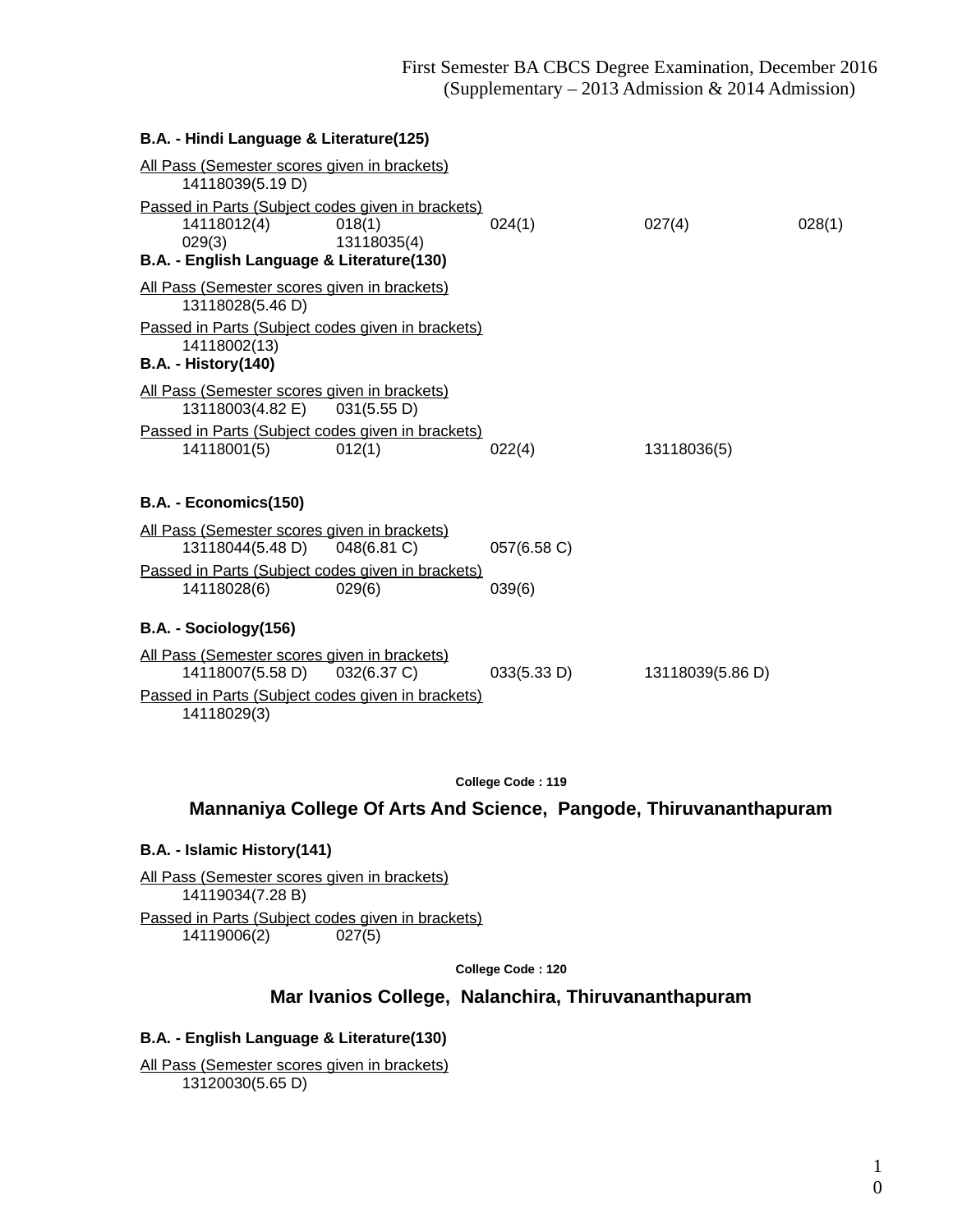First Semester BA CBCS Degree Examination, December 2016
(Supplementary – 2013 Admission & 2014 Admission)

**B.A. - Hindi Language & Literature(125)**

All Pass (Semester scores given in brackets)

14118039(5.19 D)

Passed in Parts (Subject codes given in brackets)

14118012(4) 018(1) 024(1) 027(4) 028(1)
029(3) 13118035(4)

**B.A. - English Language & Literature(130)**

All Pass (Semester scores given in brackets)

13118028(5.46 D)

Passed in Parts (Subject codes given in brackets)

14118002(13)

**B.A. - History(140)**

All Pass (Semester scores given in brackets)

13118003(4.82 E) 031(5.55 D)

Passed in Parts (Subject codes given in brackets)

14118001(5) 012(1) 022(4) 13118036(5)

**B.A. - Economics(150)**

All Pass (Semester scores given in brackets)

13118044(5.48 D) 048(6.81 C) 057(6.58 C)

Passed in Parts (Subject codes given in brackets)

14118028(6) 029(6) 039(6)

**B.A. - Sociology(156)**

All Pass (Semester scores given in brackets)

14118007(5.58 D) 032(6.37 C) 033(5.33 D) 13118039(5.86 D)

Passed in Parts (Subject codes given in brackets)

14118029(3)

**College Code : 119**

## Mannaniya College Of Arts And Science, Pangode, Thiruvananthapuram

**B.A. - Islamic History(141)**

All Pass (Semester scores given in brackets)

14119034(7.28 B)

Passed in Parts (Subject codes given in brackets)

14119006(2) 027(5)

**College Code : 120**

## Mar Ivanios College, Nalanchira, Thiruvananthapuram

**B.A. - English Language & Literature(130)**

All Pass (Semester scores given in brackets)

13120030(5.65 D)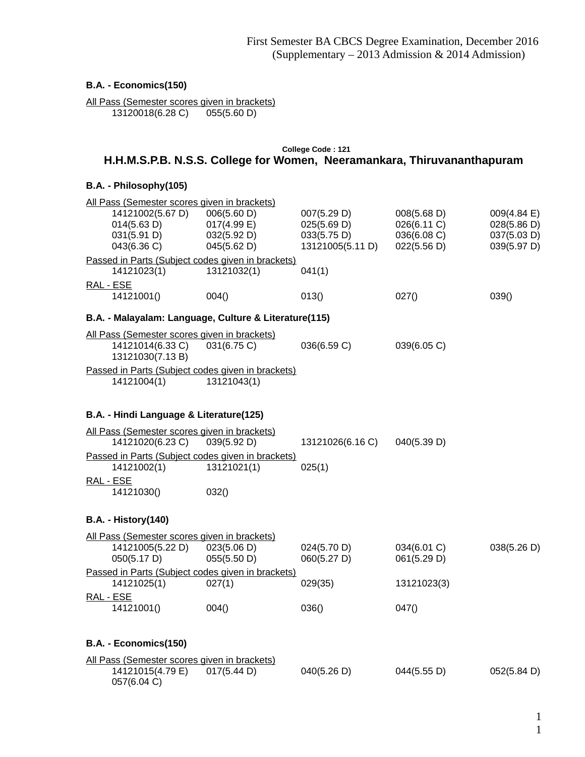**B.A. - Economics(150)**

All Pass (Semester scores given in brackets)

| | |
|---|---|
| 13120018(6.28 C) | 055(5.60 D) |

College Code : 121

## H.H.M.S.P.B. N.S.S. College for Women, Neeramankara, Thiruvananthapuram

**B.A. - Philosophy(105)**

All Pass (Semester scores given in brackets)

| | | | | |
|---|---|---|---|---|
| 14121002(5.67 D) | 006(5.60 D) | 007(5.29 D) | 008(5.68 D) | 009(4.84 E) |
| 014(5.63 D) | 017(4.99 E) | 025(5.69 D) | 026(6.11 C) | 028(5.86 D) |
| 031(5.91 D) | 032(5.92 D) | 033(5.75 D) | 036(6.08 C) | 037(5.03 D) |
| 043(6.36 C) | 045(5.62 D) | 13121005(5.11 D) | 022(5.56 D) | 039(5.97 D) |

Passed in Parts (Subject codes given in brackets)

| | | |
|---|---|---|
| 14121023(1) | 13121032(1) | 041(1) |

RAL - ESE

| | | | | |
|---|---|---|---|---|
| 14121001() | 004() | 013() | 027() | 039() |

**B.A. - Malayalam: Language, Culture & Literature(115)**

All Pass (Semester scores given in brackets)

| | | | |
|---|---|---|---|
| 14121014(6.33 C) | 031(6.75 C) | 036(6.59 C) | 039(6.05 C) |
| 13121030(7.13 B) | | | |

Passed in Parts (Subject codes given in brackets)

| | |
|---|---|
| 14121004(1) | 13121043(1) |

**B.A. - Hindi Language & Literature(125)**

All Pass (Semester scores given in brackets)

| | | | |
|---|---|---|---|
| 14121020(6.23 C) | 039(5.92 D) | 13121026(6.16 C) | 040(5.39 D) |

Passed in Parts (Subject codes given in brackets)

| | | |
|---|---|---|
| 14121002(1) | 13121021(1) | 025(1) |

RAL - ESE

| | |
|---|---|
| 14121030() | 032() |

**B.A. - History(140)**

All Pass (Semester scores given in brackets)

| | | | | |
|---|---|---|---|---|
| 14121005(5.22 D) | 023(5.06 D) | 024(5.70 D) | 034(6.01 C) | 038(5.26 D) |
| 050(5.17 D) | 055(5.50 D) | 060(5.27 D) | 061(5.29 D) | |

Passed in Parts (Subject codes given in brackets)

| | | | |
|---|---|---|---|
| 14121025(1) | 027(1) | 029(35) | 13121023(3) |

RAL - ESE

| | | | |
|---|---|---|---|
| 14121001() | 004() | 036() | 047() |

**B.A. - Economics(150)**

All Pass (Semester scores given in brackets)

| | | | | |
|---|---|---|---|---|
| 14121015(4.79 E) | 017(5.44 D) | 040(5.26 D) | 044(5.55 D) | 052(5.84 D) |
| 057(6.04 C) | | | | |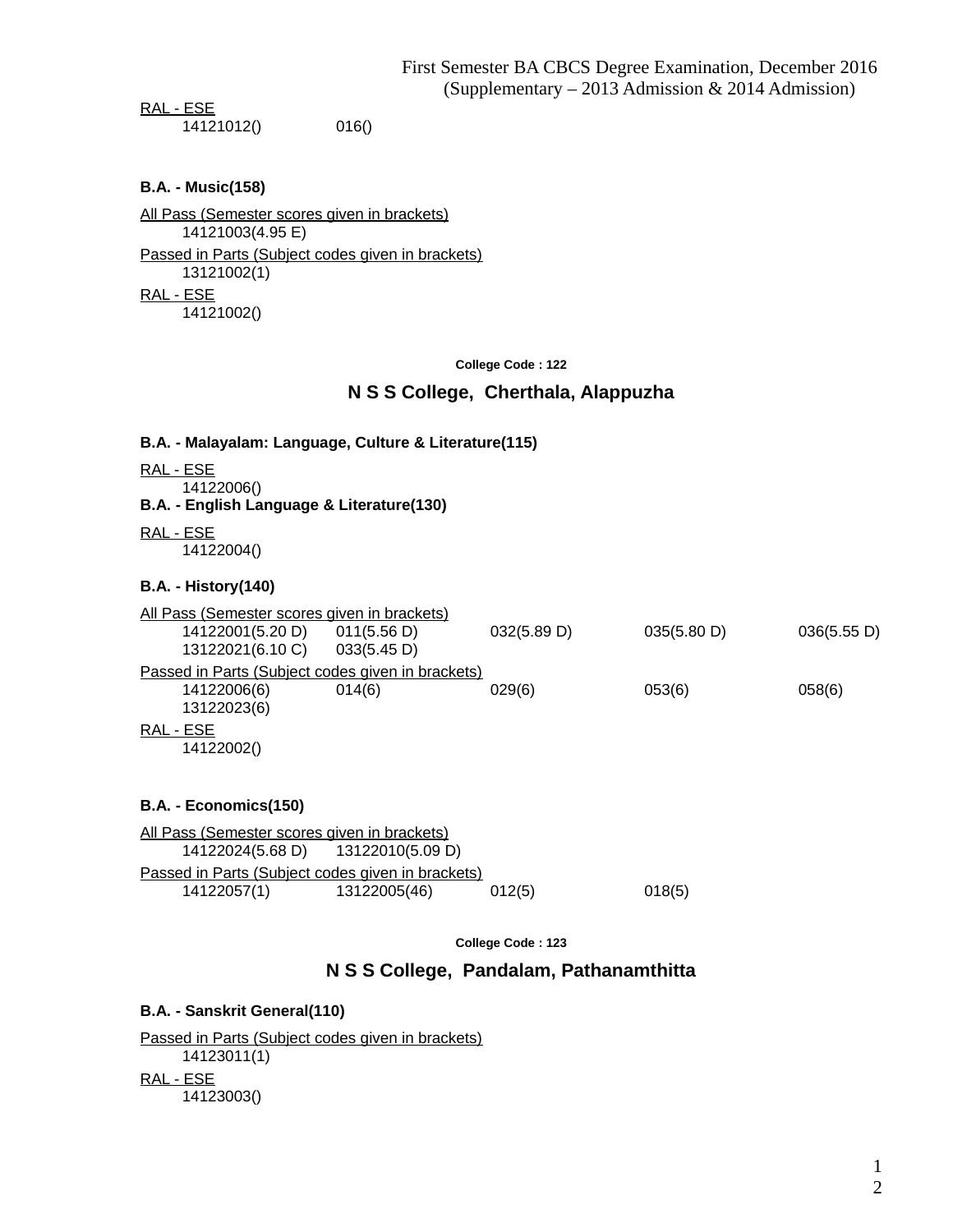RAL - ESE

14121012() 016()

**B.A. - Music(158)**

All Pass (Semester scores given in brackets)

14121003(4.95 E)

Passed in Parts (Subject codes given in brackets)

13121002(1)

RAL - ESE

14121002()

**College Code : 122**

## N S S College, Cherthala, Alappuzha

**B.A. - Malayalam: Language, Culture & Literature(115)**

RAL - ESE

14122006()

**B.A. - English Language & Literature(130)**

RAL - ESE

14122004()

**B.A. - History(140)**

All Pass (Semester scores given in brackets)

14122001(5.20 D) 011(5.56 D) 032(5.89 D) 035(5.80 D) 036(5.55 D)
13122021(6.10 C) 033(5.45 D)

Passed in Parts (Subject codes given in brackets)

14122006(6) 014(6) 029(6) 053(6) 058(6)
13122023(6)

RAL - ESE

14122002()

**B.A. - Economics(150)**

All Pass (Semester scores given in brackets)

14122024(5.68 D) 13122010(5.09 D)

Passed in Parts (Subject codes given in brackets)

14122057(1) 13122005(46) 012(5) 018(5)

**College Code : 123**

## N S S College, Pandalam, Pathanamthitta

**B.A. - Sanskrit General(110)**

Passed in Parts (Subject codes given in brackets)

14123011(1)

RAL - ESE

14123003()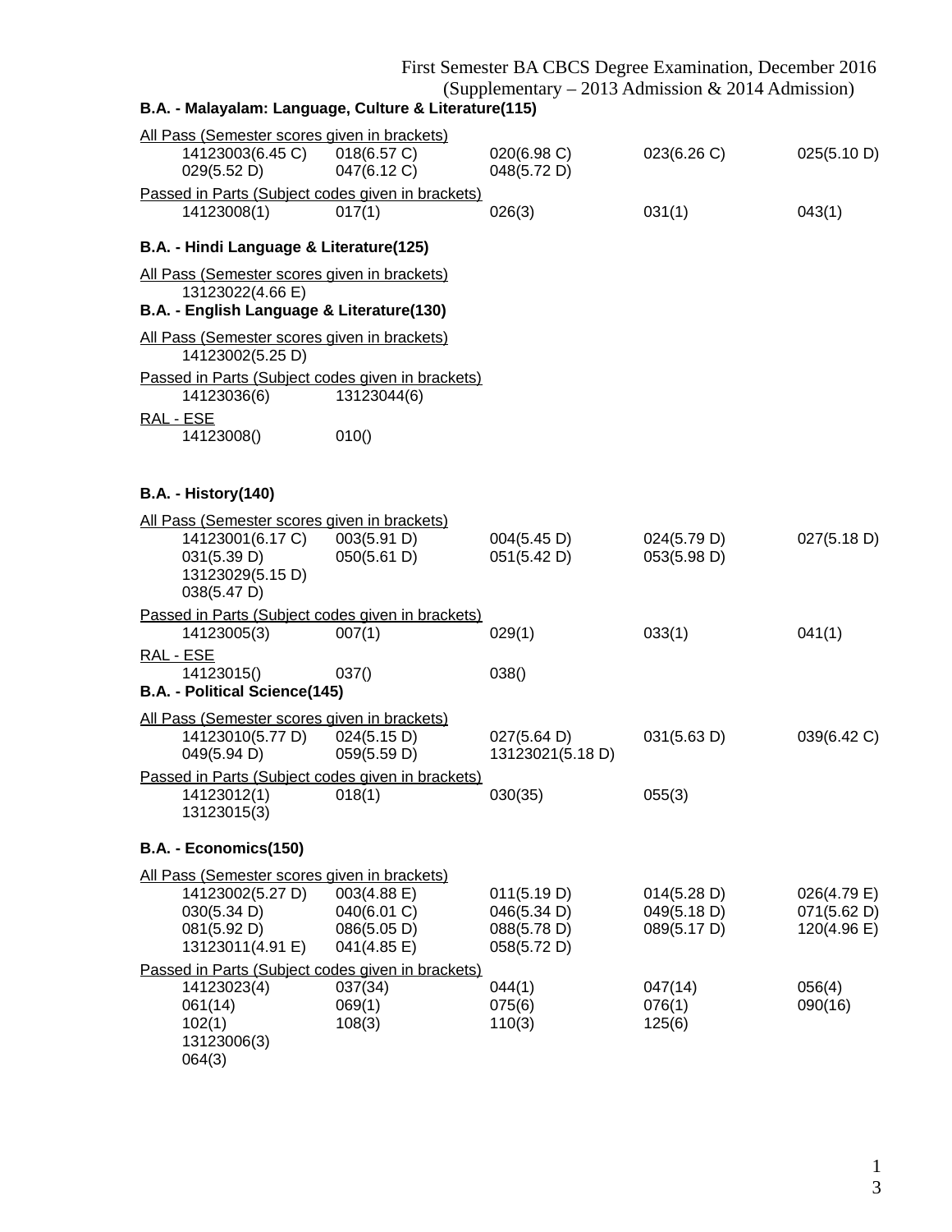First Semester BA CBCS Degree Examination, December 2016
(Supplementary – 2013 Admission & 2014 Admission)

**B.A. - Malayalam: Language, Culture & Literature(115)**

All Pass (Semester scores given in brackets)

| | | | | |
|---|---|---|---|---|
| 14123003(6.45 C) | 018(6.57 C) | 020(6.98 C) | 023(6.26 C) | 025(5.10 D) |
| 029(5.52 D) | 047(6.12 C) | 048(5.72 D) | | |

Passed in Parts (Subject codes given in brackets)

| | | | | |
|---|---|---|---|---|
| 14123008(1) | 017(1) | 026(3) | 031(1) | 043(1) |

**B.A. - Hindi Language & Literature(125)**

All Pass (Semester scores given in brackets)

13123022(4.66 E)

**B.A. - English Language & Literature(130)**

All Pass (Semester scores given in brackets)

14123002(5.25 D)

Passed in Parts (Subject codes given in brackets)

| | |
|---|---|
| 14123036(6) | 13123044(6) |

RAL - ESE

| | |
|---|---|
| 14123008() | 010() |

**B.A. - History(140)**

All Pass (Semester scores given in brackets)

| | | | | |
|---|---|---|---|---|
| 14123001(6.17 C) | 003(5.91 D) | 004(5.45 D) | 024(5.79 D) | 027(5.18 D) |
| 031(5.39 D) | 050(5.61 D) | 051(5.42 D) | 053(5.98 D) | |
| 13123029(5.15 D) | | | | |
| 038(5.47 D) | | | | |

Passed in Parts (Subject codes given in brackets)

| | | | | |
|---|---|---|---|---|
| 14123005(3) | 007(1) | 029(1) | 033(1) | 041(1) |

RAL - ESE

| | | |
|---|---|---|
| 14123015() | 037() | 038() |

**B.A. - Political Science(145)**

All Pass (Semester scores given in brackets)

| | | | | |
|---|---|---|---|---|
| 14123010(5.77 D) | 024(5.15 D) | 027(5.64 D) | 031(5.63 D) | 039(6.42 C) |
| 049(5.94 D) | 059(5.59 D) | 13123021(5.18 D) | | |

Passed in Parts (Subject codes given in brackets)

| | | | |
|---|---|---|---|
| 14123012(1) | 018(1) | 030(35) | 055(3) |
| 13123015(3) | | | |

**B.A. - Economics(150)**

All Pass (Semester scores given in brackets)

| | | | | |
|---|---|---|---|---|
| 14123002(5.27 D) | 003(4.88 E) | 011(5.19 D) | 014(5.28 D) | 026(4.79 E) |
| 030(5.34 D) | 040(6.01 C) | 046(5.34 D) | 049(5.18 D) | 071(5.62 D) |
| 081(5.92 D) | 086(5.05 D) | 088(5.78 D) | 089(5.17 D) | 120(4.96 E) |
| 13123011(4.91 E) | 041(4.85 E) | 058(5.72 D) | | |

Passed in Parts (Subject codes given in brackets)

| | | | | |
|---|---|---|---|---|
| 14123023(4) | 037(34) | 044(1) | 047(14) | 056(4) |
| 061(14) | 069(1) | 075(6) | 076(1) | 090(16) |
| 102(1) | 108(3) | 110(3) | 125(6) | |
| 13123006(3) | | | | |
| 064(3) | | | | |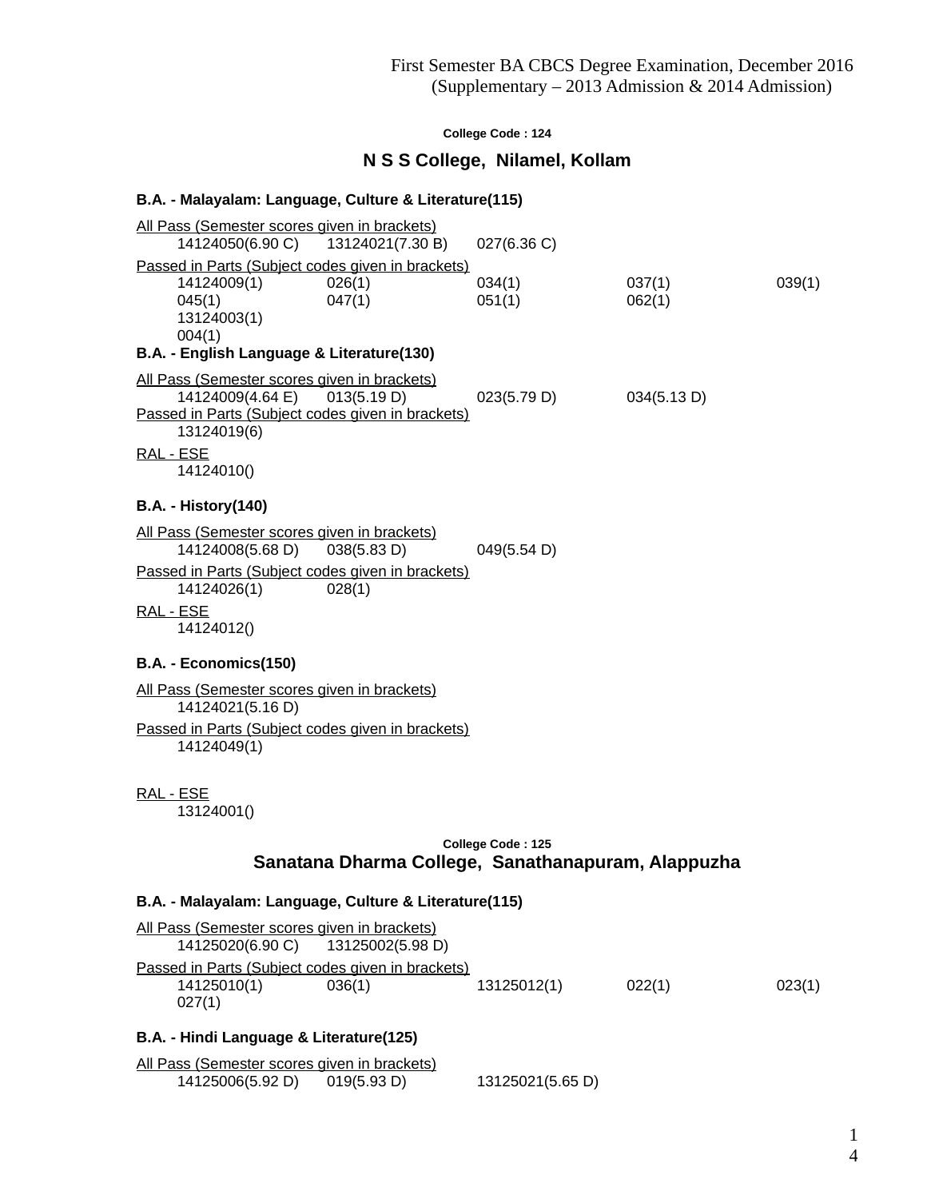First Semester BA CBCS Degree Examination, December 2016
(Supplementary – 2013 Admission & 2014 Admission)

**College Code : 124**

## N S S College, Nilamel, Kollam

### B.A. - Malayalam: Language, Culture & Literature(115)

All Pass (Semester scores given in brackets)

14124050(6.90 C) 13124021(7.30 B) 027(6.36 C)

Passed in Parts (Subject codes given in brackets)

14124009(1) 026(1) 034(1) 037(1) 039(1)
045(1) 047(1) 051(1) 062(1)
13124003(1)
004(1)

### B.A. - English Language & Literature(130)

All Pass (Semester scores given in brackets)

14124009(4.64 E) 013(5.19 D) 023(5.79 D) 034(5.13 D)

Passed in Parts (Subject codes given in brackets)

13124019(6)

RAL - ESE

14124010()

### B.A. - History(140)

All Pass (Semester scores given in brackets)

14124008(5.68 D) 038(5.83 D) 049(5.54 D)

Passed in Parts (Subject codes given in brackets)

14124026(1) 028(1)

RAL - ESE

14124012()

### B.A. - Economics(150)

All Pass (Semester scores given in brackets)

14124021(5.16 D)

Passed in Parts (Subject codes given in brackets)

14124049(1)

RAL - ESE

13124001()

**College Code : 125**

## Sanatana Dharma College, Sanathanapuram, Alappuzha

### B.A. - Malayalam: Language, Culture & Literature(115)

All Pass (Semester scores given in brackets)

14125020(6.90 C) 13125002(5.98 D)

Passed in Parts (Subject codes given in brackets)

14125010(1) 036(1) 13125012(1) 022(1) 023(1)
027(1)

### B.A. - Hindi Language & Literature(125)

All Pass (Semester scores given in brackets)

14125006(5.92 D) 019(5.93 D) 13125021(5.65 D)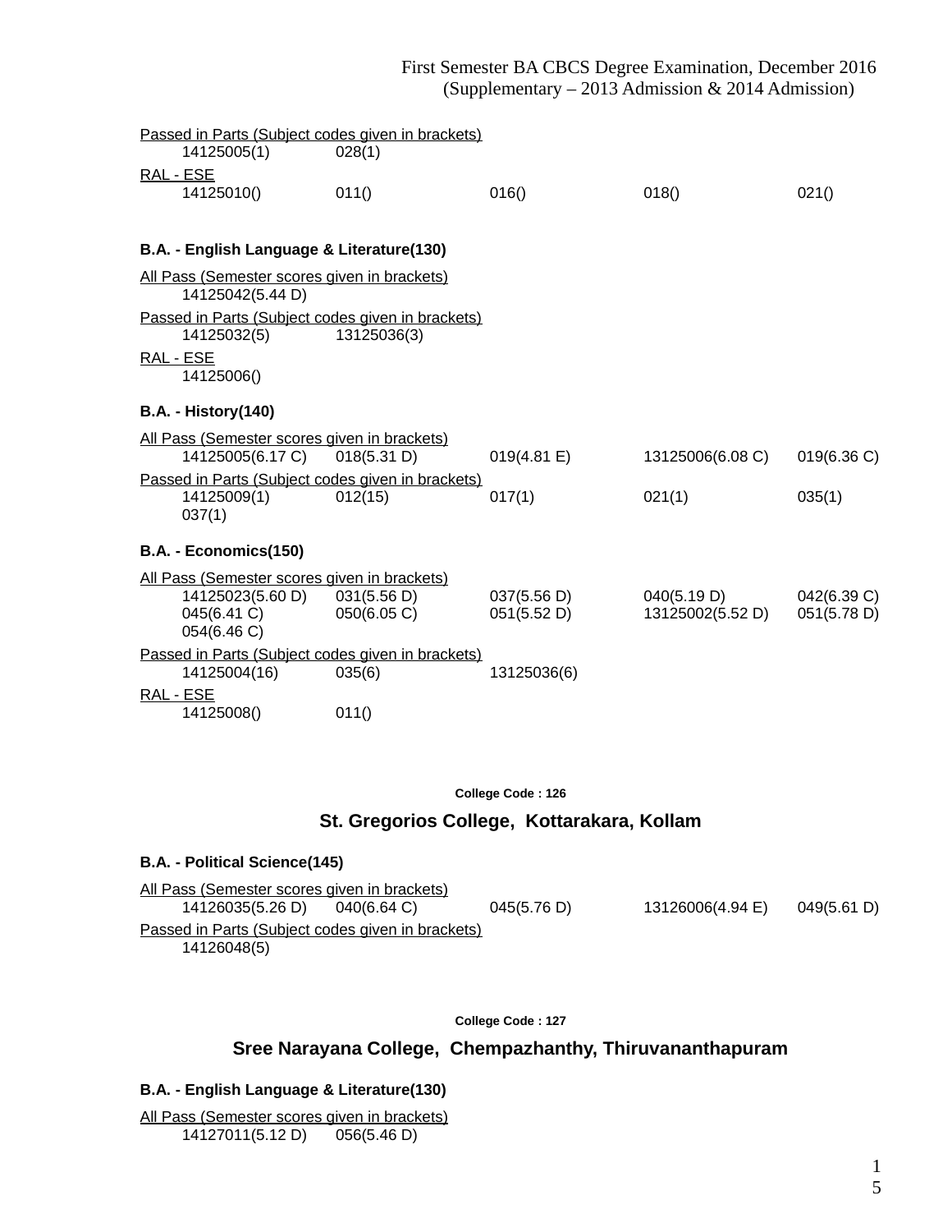Passed in Parts (Subject codes given in brackets)

| | | | | |
|---|---|---|---|---|
| 14125005(1) | 028(1) | | | |

RAL - ESE

| | | | | |
|---|---|---|---|---|
| 14125010() | 011() | 016() | 018() | 021() |

**B.A. - English Language & Literature(130)**

All Pass (Semester scores given in brackets)

| | | | | |
|---|---|---|---|---|
| 14125042(5.44 D) | | | | |

Passed in Parts (Subject codes given in brackets)

| | | | | |
|---|---|---|---|---|
| 14125032(5) | 13125036(3) | | | |

RAL - ESE

| | | | | |
|---|---|---|---|---|
| 14125006() | | | | |

**B.A. - History(140)**

All Pass (Semester scores given in brackets)

| | | | | |
|---|---|---|---|---|
| 14125005(6.17 C) | 018(5.31 D) | 019(4.81 E) | 13125006(6.08 C) | 019(6.36 C) |

Passed in Parts (Subject codes given in brackets)

| | | | | |
|---|---|---|---|---|
| 14125009(1) | 012(15) | 017(1) | 021(1) | 035(1) |
| 037(1) | | | | |

**B.A. - Economics(150)**

All Pass (Semester scores given in brackets)

| | | | | |
|---|---|---|---|---|
| 14125023(5.60 D) | 031(5.56 D) | 037(5.56 D) | 040(5.19 D) | 042(6.39 C) |
| 045(6.41 C) | 050(6.05 C) | 051(5.52 D) | 13125002(5.52 D) | 051(5.78 D) |
| 054(6.46 C) | | | | |

Passed in Parts (Subject codes given in brackets)

| | | | | |
|---|---|---|---|---|
| 14125004(16) | 035(6) | 13125036(6) | | |

RAL - ESE

| | | | | |
|---|---|---|---|---|
| 14125008() | 011() | | | |

**College Code : 126**

## St. Gregorios College, Kottarakara, Kollam

**B.A. - Political Science(145)**

All Pass (Semester scores given in brackets)

| | | | | |
|---|---|---|---|---|
| 14126035(5.26 D) | 040(6.64 C) | 045(5.76 D) | 13126006(4.94 E) | 049(5.61 D) |

Passed in Parts (Subject codes given in brackets)

| | | | | |
|---|---|---|---|---|
| 14126048(5) | | | | |

**College Code : 127**

## Sree Narayana College, Chempazhanthy, Thiruvananthapuram

**B.A. - English Language & Literature(130)**

All Pass (Semester scores given in brackets)

| | | | | |
|---|---|---|---|---|
| 14127011(5.12 D) | 056(5.46 D) | | | |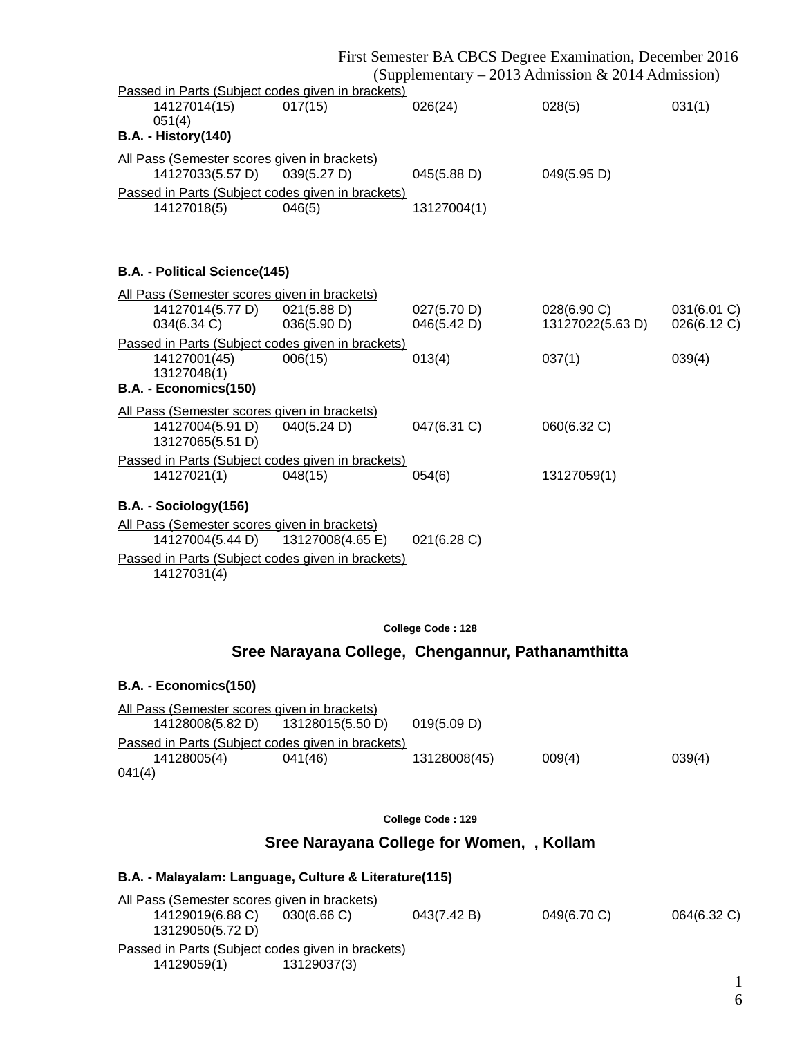Passed in Parts (Subject codes given in brackets)

14127014(15) 017(15) 026(24) 028(5) 031(1) 051(4)

**B.A. - History(140)**

All Pass (Semester scores given in brackets)

14127033(5.57 D) 039(5.27 D) 045(5.88 D) 049(5.95 D)

Passed in Parts (Subject codes given in brackets)

14127018(5) 046(5) 13127004(1)

**B.A. - Political Science(145)**

All Pass (Semester scores given in brackets)

14127014(5.77 D) 021(5.88 D) 027(5.70 D) 028(6.90 C) 031(6.01 C) 034(6.34 C) 036(5.90 D) 046(5.42 D) 13127022(5.63 D) 026(6.12 C)

Passed in Parts (Subject codes given in brackets)

14127001(45) 006(15) 013(4) 037(1) 039(4) 13127048(1)

**B.A. - Economics(150)**

All Pass (Semester scores given in brackets)

14127004(5.91 D) 040(5.24 D) 047(6.31 C) 060(6.32 C) 13127065(5.51 D)

Passed in Parts (Subject codes given in brackets)

14127021(1) 048(15) 054(6) 13127059(1)

**B.A. - Sociology(156)**

All Pass (Semester scores given in brackets)

14127004(5.44 D) 13127008(4.65 E) 021(6.28 C)

Passed in Parts (Subject codes given in brackets)

14127031(4)

**College Code : 128**

## Sree Narayana College, Chengannur, Pathanamthitta

**B.A. - Economics(150)**

All Pass (Semester scores given in brackets)

14128008(5.82 D) 13128015(5.50 D) 019(5.09 D)

Passed in Parts (Subject codes given in brackets)

14128005(4) 041(46) 13128008(45) 009(4) 039(4) 041(4)

**College Code : 129**

## Sree Narayana College for Women, , Kollam

**B.A. - Malayalam: Language, Culture & Literature(115)**

All Pass (Semester scores given in brackets)

14129019(6.88 C) 030(6.66 C) 043(7.42 B) 049(6.70 C) 064(6.32 C) 13129050(5.72 D)

Passed in Parts (Subject codes given in brackets)

14129059(1) 13129037(3)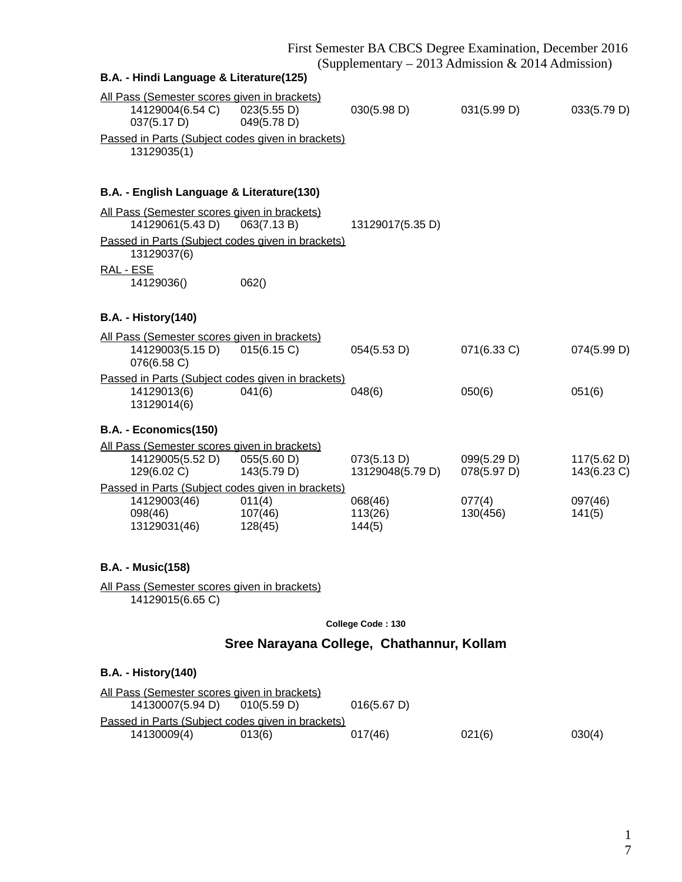First Semester BA CBCS Degree Examination, December 2016
(Supplementary – 2013 Admission & 2014 Admission)

**B.A. - Hindi Language & Literature(125)**

All Pass (Semester scores given in brackets)

| | | | | |
|---|---|---|---|---|
| 14129004(6.54 C) | 023(5.55 D) | 030(5.98 D) | 031(5.99 D) | 033(5.79 D) |
| 037(5.17 D) | 049(5.78 D) | | | |

Passed in Parts (Subject codes given in brackets)

13129035(1)

**B.A. - English Language & Literature(130)**

All Pass (Semester scores given in brackets)

| | | |
|---|---|---|
| 14129061(5.43 D) | 063(7.13 B) | 13129017(5.35 D) |

Passed in Parts (Subject codes given in brackets)

13129037(6)

RAL - ESE

| | |
|---|---|
| 14129036() | 062() |

**B.A. - History(140)**

All Pass (Semester scores given in brackets)

| | | | | |
|---|---|---|---|---|
| 14129003(5.15 D) | 015(6.15 C) | 054(5.53 D) | 071(6.33 C) | 074(5.99 D) |
| 076(6.58 C) | | | | |

Passed in Parts (Subject codes given in brackets)

| | | | | |
|---|---|---|---|---|
| 14129013(6) | 041(6) | 048(6) | 050(6) | 051(6) |
| 13129014(6) | | | | |

**B.A. - Economics(150)**

All Pass (Semester scores given in brackets)

| | | | | |
|---|---|---|---|---|
| 14129005(5.52 D) | 055(5.60 D) | 073(5.13 D) | 099(5.29 D) | 117(5.62 D) |
| 129(6.02 C) | 143(5.79 D) | 13129048(5.79 D) | 078(5.97 D) | 143(6.23 C) |

Passed in Parts (Subject codes given in brackets)

| | | | | |
|---|---|---|---|---|
| 14129003(46) | 011(4) | 068(46) | 077(4) | 097(46) |
| 098(46) | 107(46) | 113(26) | 130(456) | 141(5) |
| 13129031(46) | 128(45) | 144(5) | | |

**B.A. - Music(158)**

All Pass (Semester scores given in brackets)

14129015(6.65 C)

**College Code : 130**

## Sree Narayana College, Chathannur, Kollam

**B.A. - History(140)**

All Pass (Semester scores given in brackets)

| | | |
|---|---|---|
| 14130007(5.94 D) | 010(5.59 D) | 016(5.67 D) |

Passed in Parts (Subject codes given in brackets)

| | | | | |
|---|---|---|---|---|
| 14130009(4) | 013(6) | 017(46) | 021(6) | 030(4) |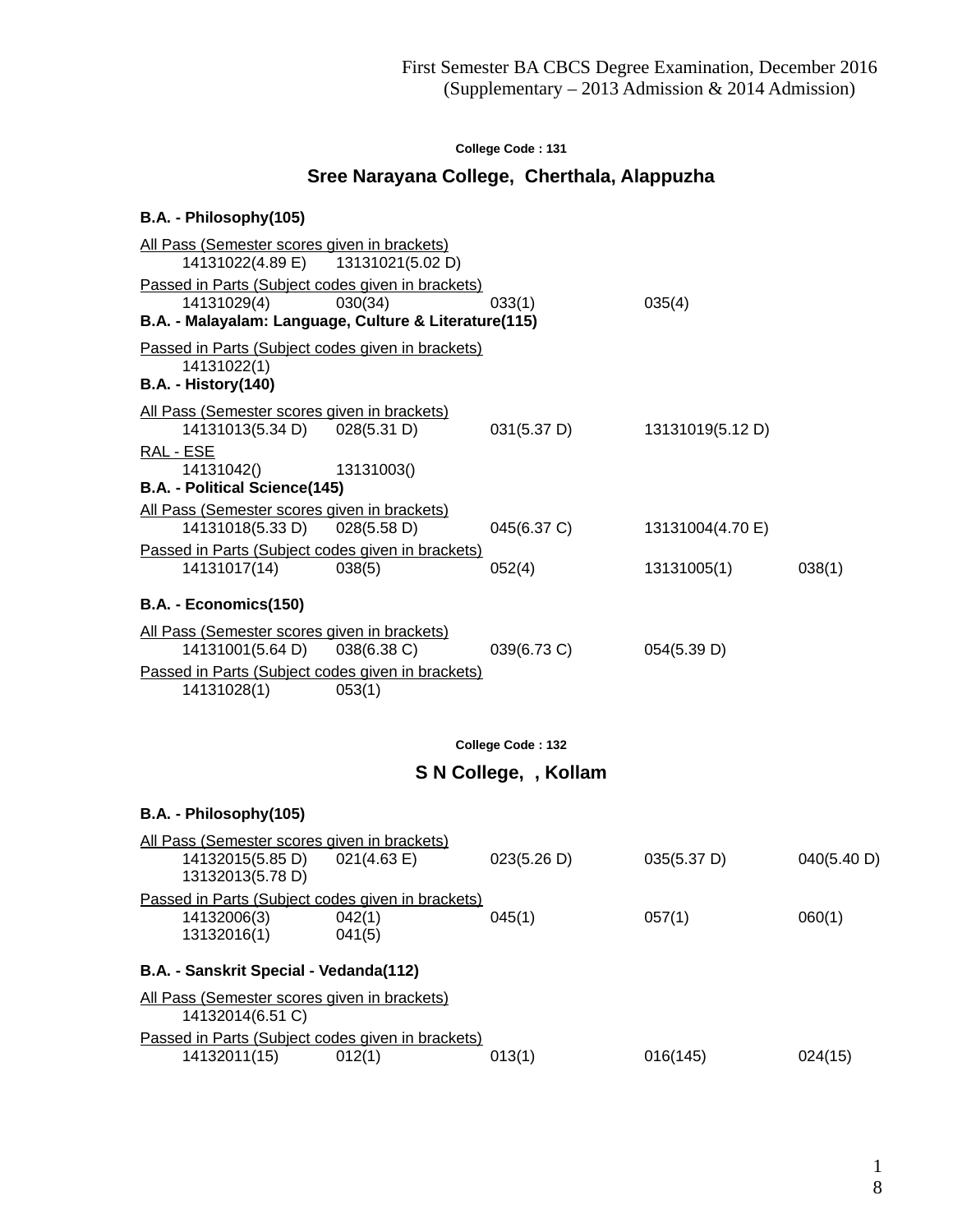First Semester BA CBCS Degree Examination, December 2016
(Supplementary – 2013 Admission & 2014 Admission)

**College Code : 131**

## Sree Narayana College, Cherthala, Alappuzha

### B.A. - Philosophy(105)

All Pass (Semester scores given in brackets)

14131022(4.89 E) 13131021(5.02 D)

Passed in Parts (Subject codes given in brackets)

14131029(4) 030(34) 033(1) 035(4)

### B.A. - Malayalam: Language, Culture & Literature(115)

Passed in Parts (Subject codes given in brackets)

14131022(1)

### B.A. - History(140)

All Pass (Semester scores given in brackets)

14131013(5.34 D) 028(5.31 D) 031(5.37 D) 13131019(5.12 D)

RAL - ESE

14131042() 13131003()

### B.A. - Political Science(145)

All Pass (Semester scores given in brackets)

14131018(5.33 D) 028(5.58 D) 045(6.37 C) 13131004(4.70 E)

Passed in Parts (Subject codes given in brackets)

14131017(14) 038(5) 052(4) 13131005(1) 038(1)

### B.A. - Economics(150)

All Pass (Semester scores given in brackets)

14131001(5.64 D) 038(6.38 C) 039(6.73 C) 054(5.39 D)

Passed in Parts (Subject codes given in brackets)

14131028(1) 053(1)

**College Code : 132**

## S N College, , Kollam

### B.A. - Philosophy(105)

All Pass (Semester scores given in brackets)

14132015(5.85 D) 021(4.63 E) 023(5.26 D) 035(5.37 D) 040(5.40 D)
13132013(5.78 D)

Passed in Parts (Subject codes given in brackets)

14132006(3) 042(1) 045(1) 057(1) 060(1)
13132016(1) 041(5)

### B.A. - Sanskrit Special - Vedanda(112)

All Pass (Semester scores given in brackets)

14132014(6.51 C)

Passed in Parts (Subject codes given in brackets)

14132011(15) 012(1) 013(1) 016(145) 024(15)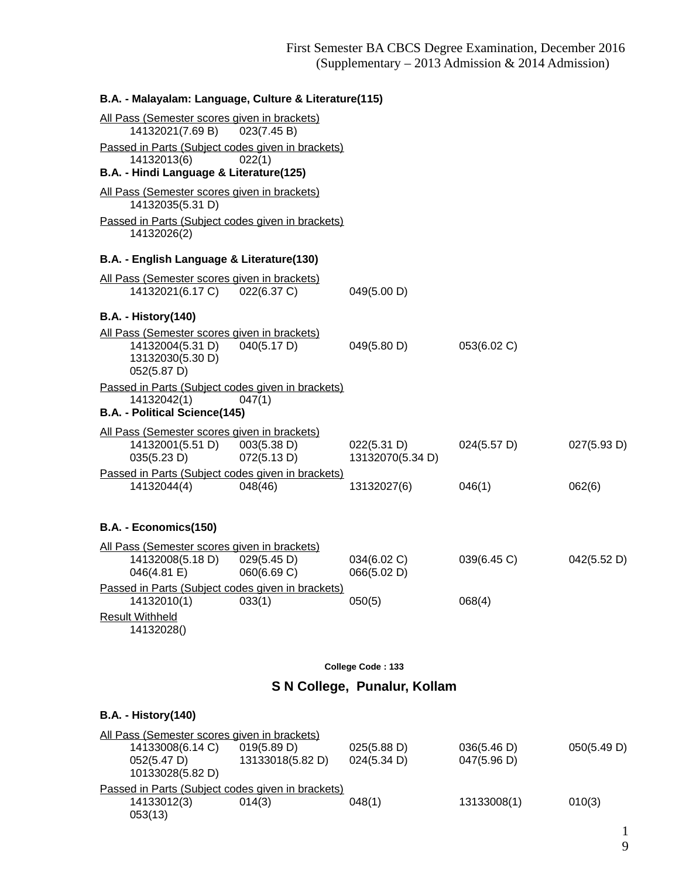First Semester BA CBCS Degree Examination, December 2016
(Supplementary – 2013 Admission & 2014 Admission)

**B.A. - Malayalam: Language, Culture & Literature(115)**

All Pass (Semester scores given in brackets)

14132021(7.69 B) 023(7.45 B)

Passed in Parts (Subject codes given in brackets)

14132013(6) 022(1)

**B.A. - Hindi Language & Literature(125)**

All Pass (Semester scores given in brackets)

14132035(5.31 D)

Passed in Parts (Subject codes given in brackets)

14132026(2)

**B.A. - English Language & Literature(130)**

All Pass (Semester scores given in brackets)

14132021(6.17 C) 022(6.37 C) 049(5.00 D)

**B.A. - History(140)**

All Pass (Semester scores given in brackets)

14132004(5.31 D) 040(5.17 D) 049(5.80 D) 053(6.02 C)
13132030(5.30 D)
052(5.87 D)

Passed in Parts (Subject codes given in brackets)

14132042(1) 047(1)

**B.A. - Political Science(145)**

All Pass (Semester scores given in brackets)

14132001(5.51 D) 003(5.38 D) 022(5.31 D) 024(5.57 D) 027(5.93 D)
035(5.23 D) 072(5.13 D) 13132070(5.34 D)

Passed in Parts (Subject codes given in brackets)

14132044(4) 048(46) 13132027(6) 046(1) 062(6)

**B.A. - Economics(150)**

All Pass (Semester scores given in brackets)

14132008(5.18 D) 029(5.45 D) 034(6.02 C) 039(6.45 C) 042(5.52 D)
046(4.81 E) 060(6.69 C) 066(5.02 D)

Passed in Parts (Subject codes given in brackets)

14132010(1) 033(1) 050(5) 068(4)

Result Withheld

14132028()

**College Code : 133**

## S N College, Punalur, Kollam

**B.A. - History(140)**

All Pass (Semester scores given in brackets)

14133008(6.14 C) 019(5.89 D) 025(5.88 D) 036(5.46 D) 050(5.49 D)
052(5.47 D) 13133018(5.82 D) 024(5.34 D) 047(5.96 D)
10133028(5.82 D)

Passed in Parts (Subject codes given in brackets)

14133012(3) 014(3) 048(1) 13133008(1) 010(3)
053(13)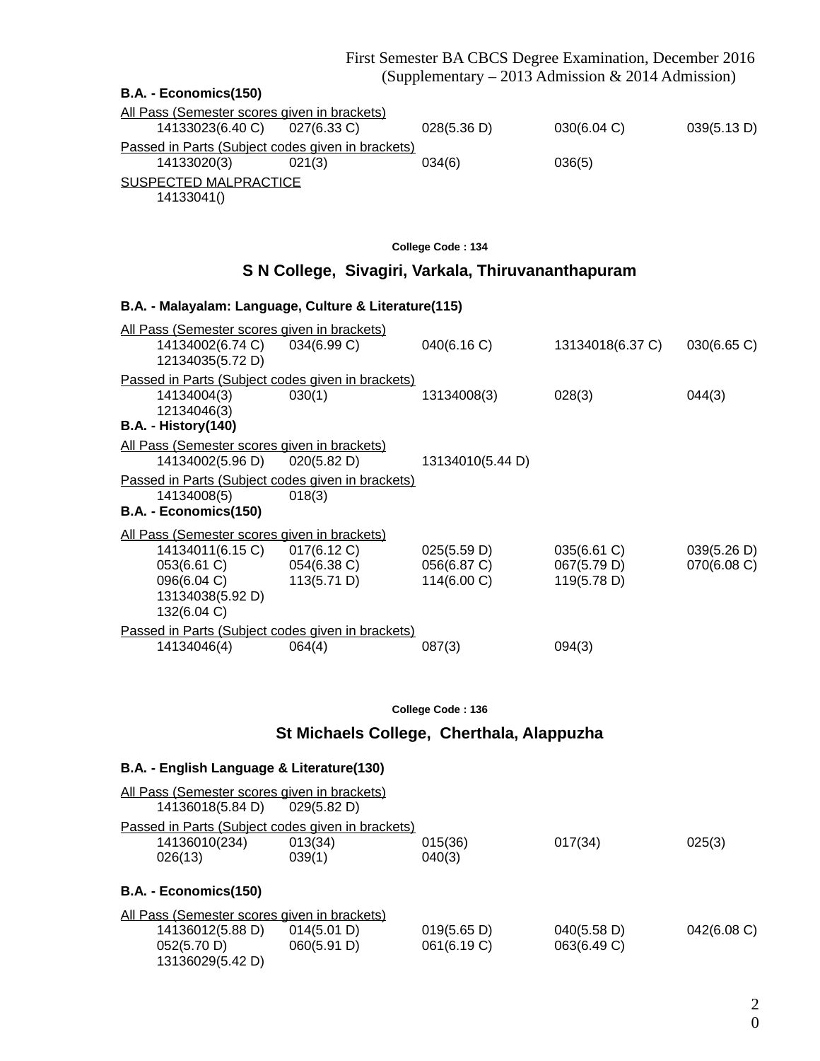First Semester BA CBCS Degree Examination, December 2016
(Supplementary – 2013 Admission & 2014 Admission)

**B.A. - Economics(150)**

All Pass (Semester scores given in brackets)

14133023(6.40 C) 027(6.33 C) 028(5.36 D) 030(6.04 C) 039(5.13 D)

Passed in Parts (Subject codes given in brackets)

14133020(3) 021(3) 034(6) 036(5)

SUSPECTED MALPRACTICE

14133041()

**College Code : 134**

## S N College, Sivagiri, Varkala, Thiruvananthapuram

**B.A. - Malayalam: Language, Culture & Literature(115)**

All Pass (Semester scores given in brackets)

14134002(6.74 C) 034(6.99 C) 040(6.16 C) 13134018(6.37 C) 030(6.65 C)
12134035(5.72 D)

Passed in Parts (Subject codes given in brackets)

14134004(3) 030(1) 13134008(3) 028(3) 044(3)
12134046(3)

**B.A. - History(140)**

All Pass (Semester scores given in brackets)

14134002(5.96 D) 020(5.82 D) 13134010(5.44 D)

Passed in Parts (Subject codes given in brackets)

14134008(5) 018(3)

**B.A. - Economics(150)**

All Pass (Semester scores given in brackets)

14134011(6.15 C) 017(6.12 C) 025(5.59 D) 035(6.61 C) 039(5.26 D)
053(6.61 C) 054(6.38 C) 056(6.87 C) 067(5.79 D) 070(6.08 C)
096(6.04 C) 113(5.71 D) 114(6.00 C) 119(5.78 D)
13134038(5.92 D)
132(6.04 C)

Passed in Parts (Subject codes given in brackets)

14134046(4) 064(4) 087(3) 094(3)

**College Code : 136**

## St Michaels College, Cherthala, Alappuzha

**B.A. - English Language & Literature(130)**

All Pass (Semester scores given in brackets)

14136018(5.84 D) 029(5.82 D)

Passed in Parts (Subject codes given in brackets)

14136010(234) 013(34) 015(36) 017(34) 025(3)
026(13) 039(1) 040(3)

**B.A. - Economics(150)**

All Pass (Semester scores given in brackets)

14136012(5.88 D) 014(5.01 D) 019(5.65 D) 040(5.58 D) 042(6.08 C)
052(5.70 D) 060(5.91 D) 061(6.19 C) 063(6.49 C)
13136029(5.42 D)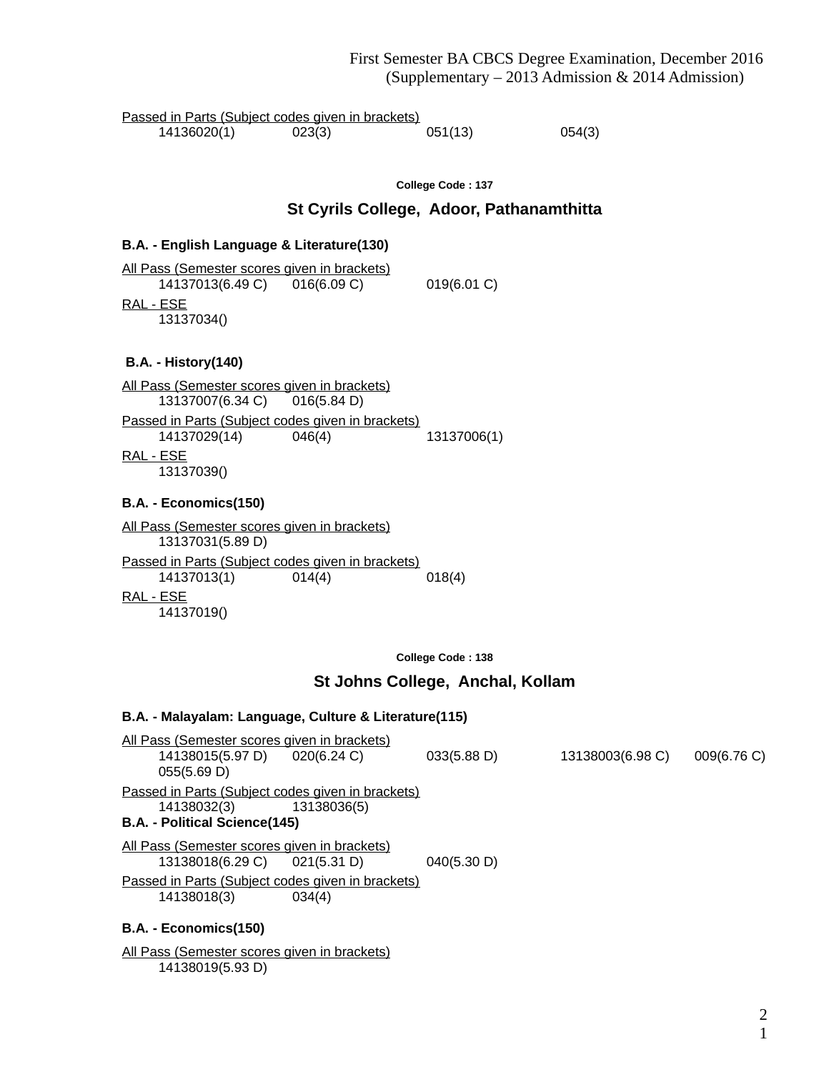Passed in Parts (Subject codes given in brackets)

14136020(1) 023(3) 051(13) 054(3)

**College Code : 137**

## St Cyrils College, Adoor, Pathanamthitta

### B.A. - English Language & Literature(130)

All Pass (Semester scores given in brackets)

14137013(6.49 C) 016(6.09 C) 019(6.01 C)

RAL - ESE

13137034()

### B.A. - History(140)

All Pass (Semester scores given in brackets)

13137007(6.34 C) 016(5.84 D)

Passed in Parts (Subject codes given in brackets)

14137029(14) 046(4) 13137006(1)

RAL - ESE

13137039()

### B.A. - Economics(150)

All Pass (Semester scores given in brackets)

13137031(5.89 D)

Passed in Parts (Subject codes given in brackets)

14137013(1) 014(4) 018(4)

RAL - ESE

14137019()

**College Code : 138**

## St Johns College, Anchal, Kollam

### B.A. - Malayalam: Language, Culture & Literature(115)

All Pass (Semester scores given in brackets)

14138015(5.97 D) 020(6.24 C) 033(5.88 D) 13138003(6.98 C) 009(6.76 C) 055(5.69 D)

Passed in Parts (Subject codes given in brackets)

14138032(3) 13138036(5)

### B.A. - Political Science(145)

All Pass (Semester scores given in brackets)

13138018(6.29 C) 021(5.31 D) 040(5.30 D)

Passed in Parts (Subject codes given in brackets)

14138018(3) 034(4)

### B.A. - Economics(150)

All Pass (Semester scores given in brackets)

14138019(5.93 D)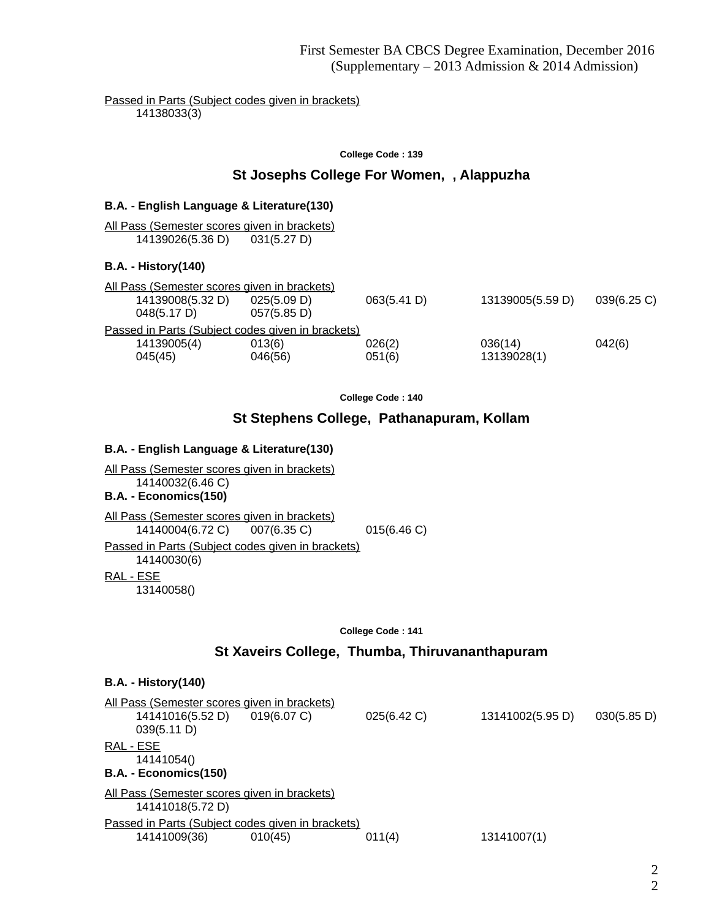Passed in Parts (Subject codes given in brackets)
14138033(3)

**College Code : 139**

## St Josephs College For Women,  , Alappuzha

**B.A. - English Language & Literature(130)**

All Pass (Semester scores given in brackets)
14139026(5.36 D)   031(5.27 D)

**B.A. - History(140)**

All Pass (Semester scores given in brackets)

| | | | | |
|---|---|---|---|---|
| 14139008(5.32 D) | 025(5.09 D) | 063(5.41 D) | 13139005(5.59 D) | 039(6.25 C) |
| 048(5.17 D) | 057(5.85 D) | | | |

Passed in Parts (Subject codes given in brackets)

| | | | | |
|---|---|---|---|---|
| 14139005(4) | 013(6) | 026(2) | 036(14) | 042(6) |
| 045(45) | 046(56) | 051(6) | 13139028(1) | |

**College Code : 140**

## St Stephens College,  Pathanapuram, Kollam

**B.A. - English Language & Literature(130)**

All Pass (Semester scores given in brackets)
14140032(6.46 C)

**B.A. - Economics(150)**

All Pass (Semester scores given in brackets)
14140004(6.72 C)   007(6.35 C)   015(6.46 C)

Passed in Parts (Subject codes given in brackets)
14140030(6)

RAL - ESE
13140058()

**College Code : 141**

## St Xaveirs College,  Thumba, Thiruvananthapuram

**B.A. - History(140)**

All Pass (Semester scores given in brackets)

| | | | | |
|---|---|---|---|---|
| 14141016(5.52 D) | 019(6.07 C) | 025(6.42 C) | 13141002(5.95 D) | 030(5.85 D) |
| 039(5.11 D) | | | | |

RAL - ESE
14141054()

**B.A. - Economics(150)**

All Pass (Semester scores given in brackets)
14141018(5.72 D)

Passed in Parts (Subject codes given in brackets)

| | | | |
|---|---|---|---|
| 14141009(36) | 010(45) | 011(4) | 13141007(1) |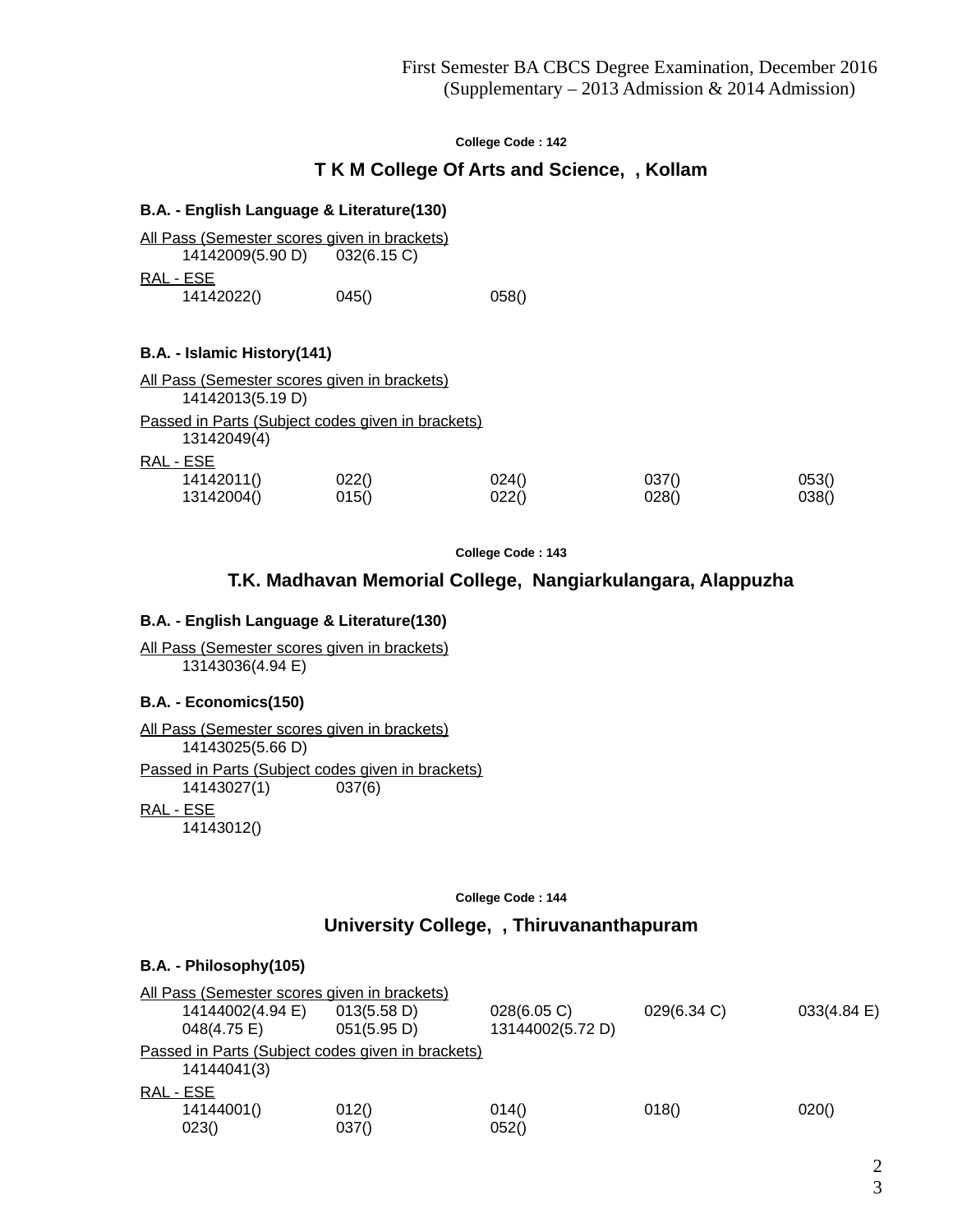First Semester BA CBCS Degree Examination, December 2016
(Supplementary – 2013 Admission & 2014 Admission)

**College Code : 142**

## T K M College Of Arts and Science, , Kollam

### B.A. - English Language & Literature(130)

All Pass (Semester scores given in brackets)

| | | | | |
|---|---|---|---|---|
| 14142009(5.90 D) | 032(6.15 C) | | | |

RAL - ESE

| | | | | |
|---|---|---|---|---|
| 14142022() | 045() | 058() | | |

### B.A. - Islamic History(141)

All Pass (Semester scores given in brackets)

| | | | | |
|---|---|---|---|---|
| 14142013(5.19 D) | | | | |

Passed in Parts (Subject codes given in brackets)

| | | | | |
|---|---|---|---|---|
| 13142049(4) | | | | |

RAL - ESE

| | | | | |
|---|---|---|---|---|
| 14142011() | 022() | 024() | 037() | 053() |
| 13142004() | 015() | 022() | 028() | 038() |

**College Code : 143**

## T.K. Madhavan Memorial College, Nangiarkulangara, Alappuzha

### B.A. - English Language & Literature(130)

All Pass (Semester scores given in brackets)

| | | | | |
|---|---|---|---|---|
| 13143036(4.94 E) | | | | |

### B.A. - Economics(150)

All Pass (Semester scores given in brackets)

| | | | | |
|---|---|---|---|---|
| 14143025(5.66 D) | | | | |

Passed in Parts (Subject codes given in brackets)

| | | | | |
|---|---|---|---|---|
| 14143027(1) | 037(6) | | | |

RAL - ESE

| | | | | |
|---|---|---|---|---|
| 14143012() | | | | |

**College Code : 144**

## University College, , Thiruvananthapuram

### B.A. - Philosophy(105)

All Pass (Semester scores given in brackets)

| | | | | |
|---|---|---|---|---|
| 14144002(4.94 E) | 013(5.58 D) | 028(6.05 C) | 029(6.34 C) | 033(4.84 E) |
| 048(4.75 E) | 051(5.95 D) | 13144002(5.72 D) | | |

Passed in Parts (Subject codes given in brackets)

| | | | | |
|---|---|---|---|---|
| 14144041(3) | | | | |

RAL - ESE

| | | | | |
|---|---|---|---|---|
| 14144001() | 012() | 014() | 018() | 020() |
| 023() | 037() | 052() | | |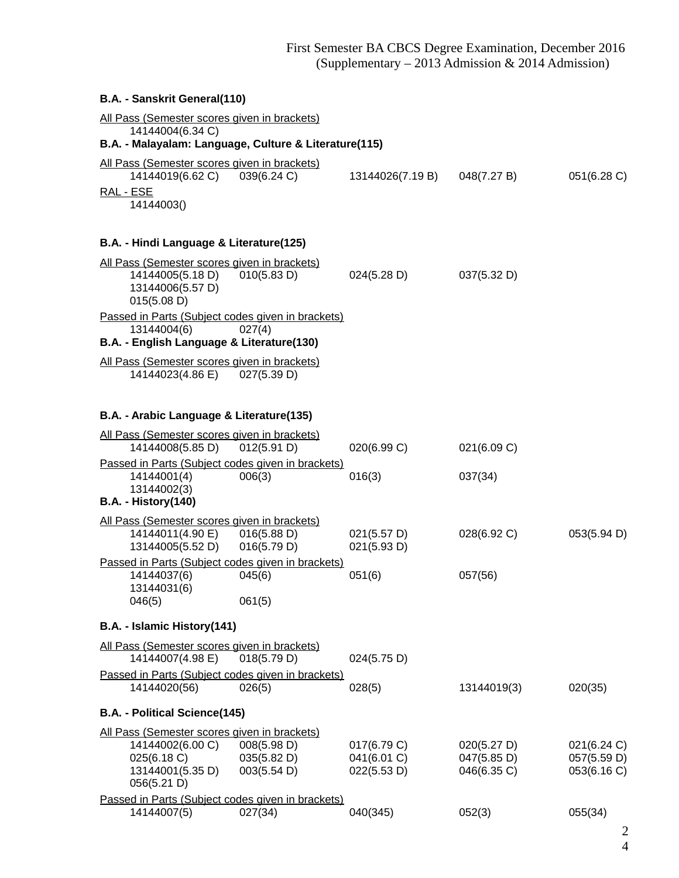First Semester BA CBCS Degree Examination, December 2016
(Supplementary – 2013 Admission & 2014 Admission)

**B.A. - Sanskrit General(110)**

All Pass (Semester scores given in brackets)

14144004(6.34 C)

**B.A. - Malayalam: Language, Culture & Literature(115)**

All Pass (Semester scores given in brackets)

14144019(6.62 C) 039(6.24 C) 13144026(7.19 B) 048(7.27 B) 051(6.28 C)

RAL - ESE

14144003()

**B.A. - Hindi Language & Literature(125)**

All Pass (Semester scores given in brackets)

14144005(5.18 D) 010(5.83 D) 024(5.28 D) 037(5.32 D)
13144006(5.57 D)
015(5.08 D)

Passed in Parts (Subject codes given in brackets)

13144004(6) 027(4)

**B.A. - English Language & Literature(130)**

All Pass (Semester scores given in brackets)

14144023(4.86 E) 027(5.39 D)

**B.A. - Arabic Language & Literature(135)**

All Pass (Semester scores given in brackets)

14144008(5.85 D) 012(5.91 D) 020(6.99 C) 021(6.09 C)

Passed in Parts (Subject codes given in brackets)

14144001(4) 006(3) 016(3) 037(34)
13144002(3)

**B.A. - History(140)**

All Pass (Semester scores given in brackets)

14144011(4.90 E) 016(5.88 D) 021(5.57 D) 028(6.92 C) 053(5.94 D)
13144005(5.52 D) 016(5.79 D) 021(5.93 D)

Passed in Parts (Subject codes given in brackets)

14144037(6) 045(6) 051(6) 057(56)
13144031(6)
046(5) 061(5)

**B.A. - Islamic History(141)**

All Pass (Semester scores given in brackets)

14144007(4.98 E) 018(5.79 D) 024(5.75 D)

Passed in Parts (Subject codes given in brackets)

14144020(56) 026(5) 028(5) 13144019(3) 020(35)

**B.A. - Political Science(145)**

All Pass (Semester scores given in brackets)

14144002(6.00 C) 008(5.98 D) 017(6.79 C) 020(5.27 D) 021(6.24 C)
025(6.18 C) 035(5.82 D) 041(6.01 C) 047(5.85 D) 057(5.59 D)
13144001(5.35 D) 003(5.54 D) 022(5.53 D) 046(6.35 C) 053(6.16 C)
056(5.21 D)

Passed in Parts (Subject codes given in brackets)

14144007(5) 027(34) 040(345) 052(3) 055(34)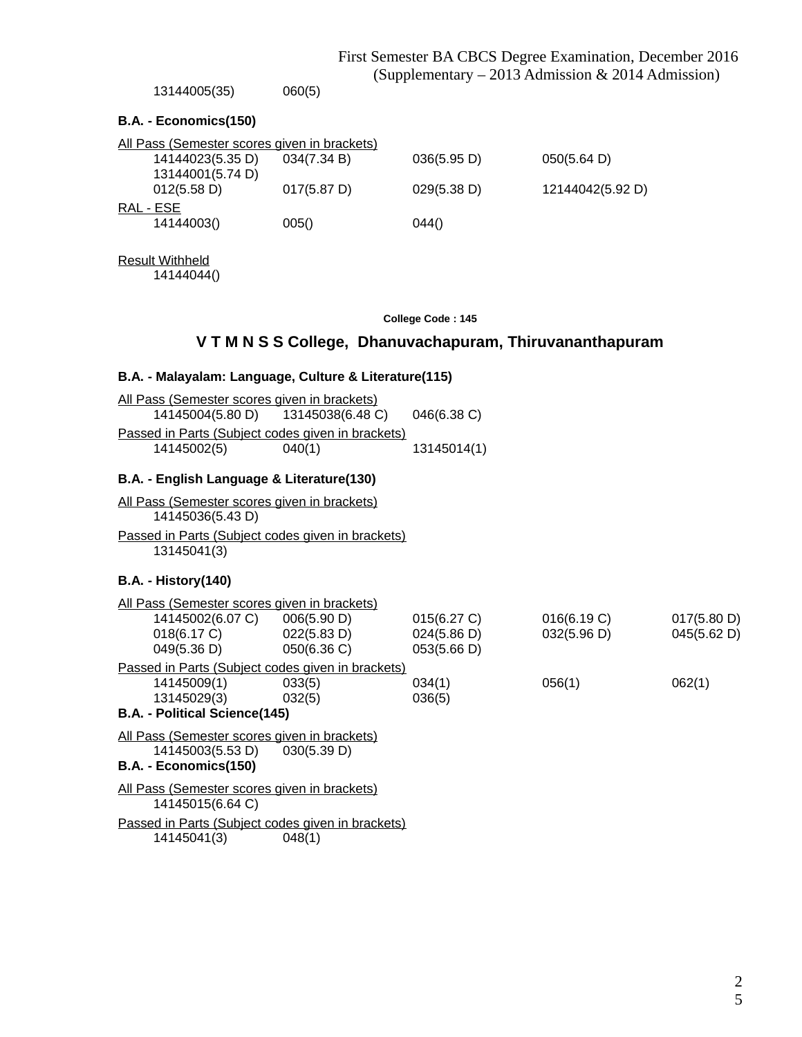13144005(35)    060(5)

**B.A. - Economics(150)**

All Pass (Semester scores given in brackets)

14144023(5.35 D)    034(7.34 B)    036(5.95 D)    050(5.64 D)
13144001(5.74 D)
012(5.58 D)    017(5.87 D)    029(5.38 D)    12144042(5.92 D)

RAL - ESE

14144003()    005()    044()

Result Withheld

14144044()

College Code : 145

## V T M N S S College, Dhanuvachapuram, Thiruvananthapuram

**B.A. - Malayalam: Language, Culture & Literature(115)**

All Pass (Semester scores given in brackets)

14145004(5.80 D)    13145038(6.48 C)    046(6.38 C)

Passed in Parts (Subject codes given in brackets)

14145002(5)    040(1)    13145014(1)

**B.A. - English Language & Literature(130)**

All Pass (Semester scores given in brackets)

14145036(5.43 D)

Passed in Parts (Subject codes given in brackets)

13145041(3)

**B.A. - History(140)**

All Pass (Semester scores given in brackets)

14145002(6.07 C)    006(5.90 D)    015(6.27 C)    016(6.19 C)    017(5.80 D)
018(6.17 C)    022(5.83 D)    024(5.86 D)    032(5.96 D)    045(5.62 D)
049(5.36 D)    050(6.36 C)    053(5.66 D)

Passed in Parts (Subject codes given in brackets)

14145009(1)    033(5)    034(1)    056(1)    062(1)
13145029(3)    032(5)    036(5)

**B.A. - Political Science(145)**

All Pass (Semester scores given in brackets)

14145003(5.53 D)    030(5.39 D)

**B.A. - Economics(150)**

All Pass (Semester scores given in brackets)

14145015(6.64 C)

Passed in Parts (Subject codes given in brackets)

14145041(3)    048(1)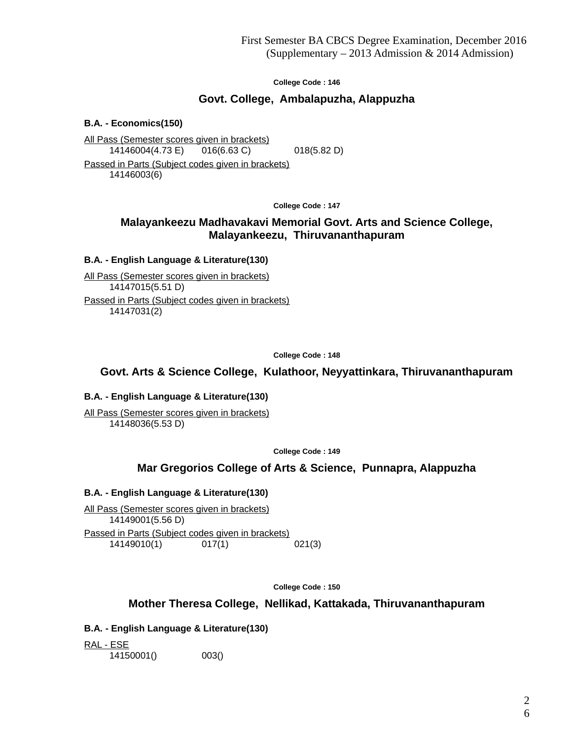College Code : 146

## Govt. College, Ambalapuzha, Alappuzha

**B.A. - Economics(150)**

All Pass (Semester scores given in brackets)

14146004(4.73 E) 016(6.63 C) 018(5.82 D)

Passed in Parts (Subject codes given in brackets)

14146003(6)

College Code : 147

## Malayankeezu Madhavakavi Memorial Govt. Arts and Science College, Malayankeezu, Thiruvananthapuram

**B.A. - English Language & Literature(130)**

All Pass (Semester scores given in brackets)

14147015(5.51 D)

Passed in Parts (Subject codes given in brackets)

14147031(2)

College Code : 148

## Govt. Arts & Science College, Kulathoor, Neyyattinkara, Thiruvananthapuram

**B.A. - English Language & Literature(130)**

All Pass (Semester scores given in brackets)

14148036(5.53 D)

College Code : 149

## Mar Gregorios College of Arts & Science, Punnapra, Alappuzha

**B.A. - English Language & Literature(130)**

All Pass (Semester scores given in brackets)

14149001(5.56 D)

Passed in Parts (Subject codes given in brackets)

14149010(1) 017(1) 021(3)

College Code : 150

## Mother Theresa College, Nellikad, Kattakada, Thiruvananthapuram

**B.A. - English Language & Literature(130)**

RAL - ESE

14150001() 003()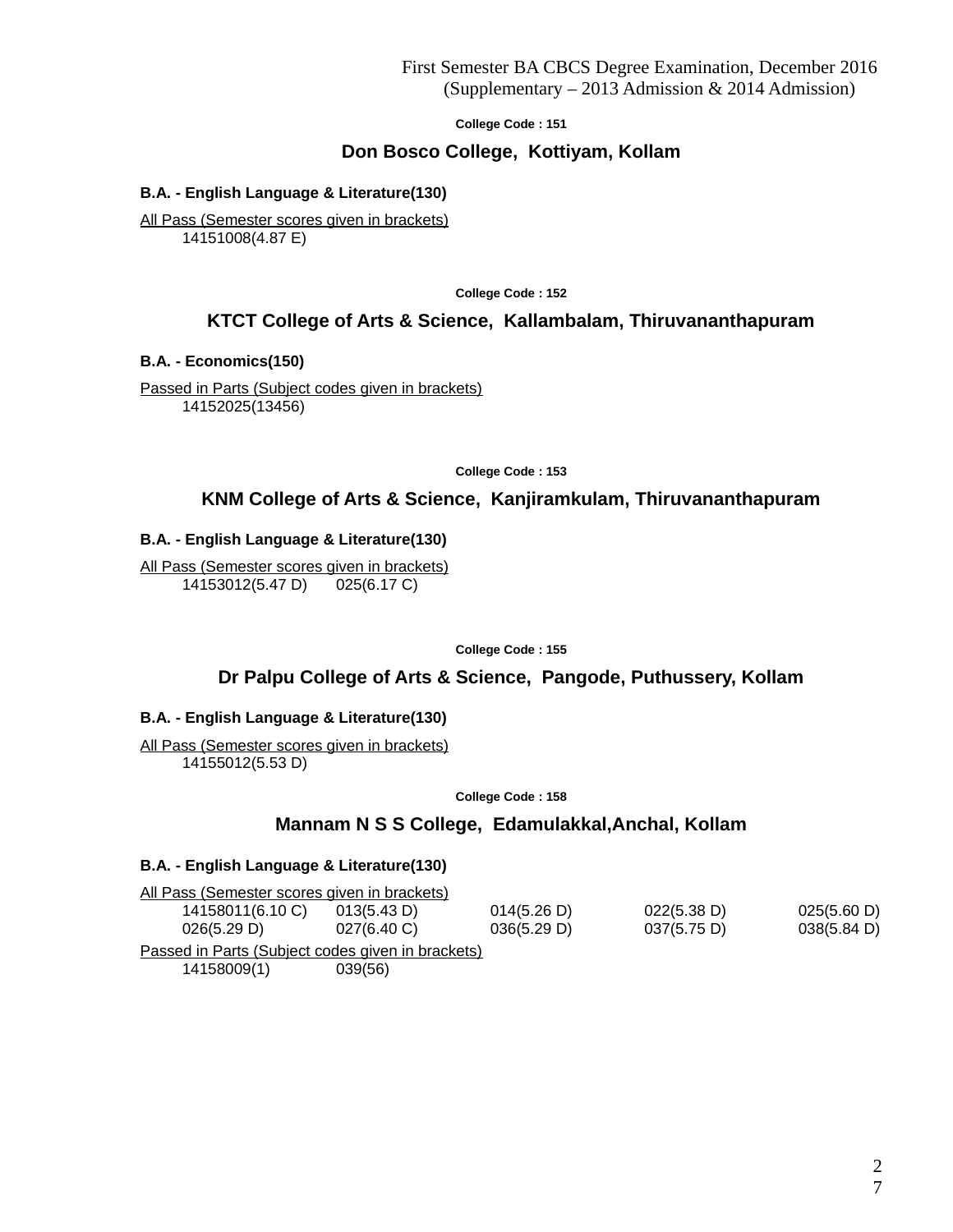First Semester BA CBCS Degree Examination, December 2016
(Supplementary – 2013 Admission & 2014 Admission)

College Code : 151

## Don Bosco College, Kottiyam, Kollam

**B.A. - English Language & Literature(130)**

All Pass (Semester scores given in brackets)

14151008(4.87 E)

College Code : 152

## KTCT College of Arts & Science, Kallambalam, Thiruvananthapuram

**B.A. - Economics(150)**

Passed in Parts (Subject codes given in brackets)

14152025(13456)

College Code : 153

## KNM College of Arts & Science, Kanjiramkulam, Thiruvananthapuram

**B.A. - English Language & Literature(130)**

All Pass (Semester scores given in brackets)

14153012(5.47 D) 025(6.17 C)

College Code : 155

## Dr Palpu College of Arts & Science, Pangode, Puthussery, Kollam

**B.A. - English Language & Literature(130)**

All Pass (Semester scores given in brackets)

14155012(5.53 D)

College Code : 158

## Mannam N S S College, Edamulakkal,Anchal, Kollam

**B.A. - English Language & Literature(130)**

All Pass (Semester scores given in brackets)

14158011(6.10 C) 013(5.43 D) 014(5.26 D) 022(5.38 D) 025(5.60 D)
026(5.29 D) 027(6.40 C) 036(5.29 D) 037(5.75 D) 038(5.84 D)

Passed in Parts (Subject codes given in brackets)

14158009(1) 039(56)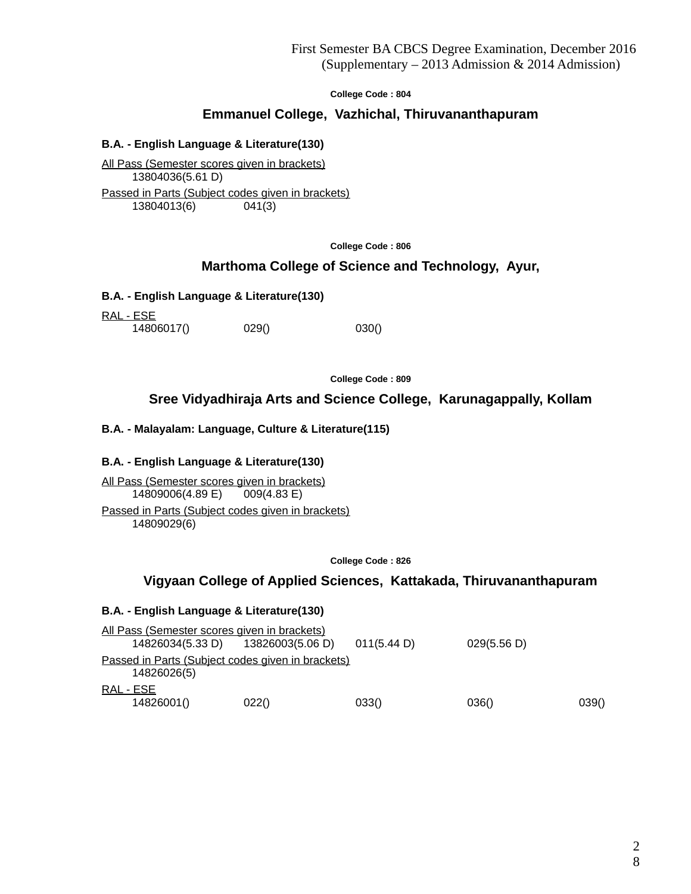First Semester BA CBCS Degree Examination, December 2016
(Supplementary – 2013 Admission & 2014 Admission)

College Code : 804

## Emmanuel College, Vazhichal, Thiruvananthapuram

**B.A. - English Language & Literature(130)**

All Pass (Semester scores given in brackets)

13804036(5.61 D)

Passed in Parts (Subject codes given in brackets)

13804013(6)    041(3)

College Code : 806

## Marthoma College of Science and Technology, Ayur,

**B.A. - English Language & Literature(130)**

RAL - ESE

14806017()    029()    030()

College Code : 809

## Sree Vidyadhiraja Arts and Science College, Karunagappally, Kollam

**B.A. - Malayalam: Language, Culture & Literature(115)**

**B.A. - English Language & Literature(130)**

All Pass (Semester scores given in brackets)

14809006(4.89 E)    009(4.83 E)

Passed in Parts (Subject codes given in brackets)

14809029(6)

College Code : 826

## Vigyaan College of Applied Sciences, Kattakada, Thiruvananthapuram

**B.A. - English Language & Literature(130)**

All Pass (Semester scores given in brackets)

14826034(5.33 D)    13826003(5.06 D)    011(5.44 D)    029(5.56 D)

Passed in Parts (Subject codes given in brackets)

14826026(5)

RAL - ESE

14826001()    022()    033()    036()    039()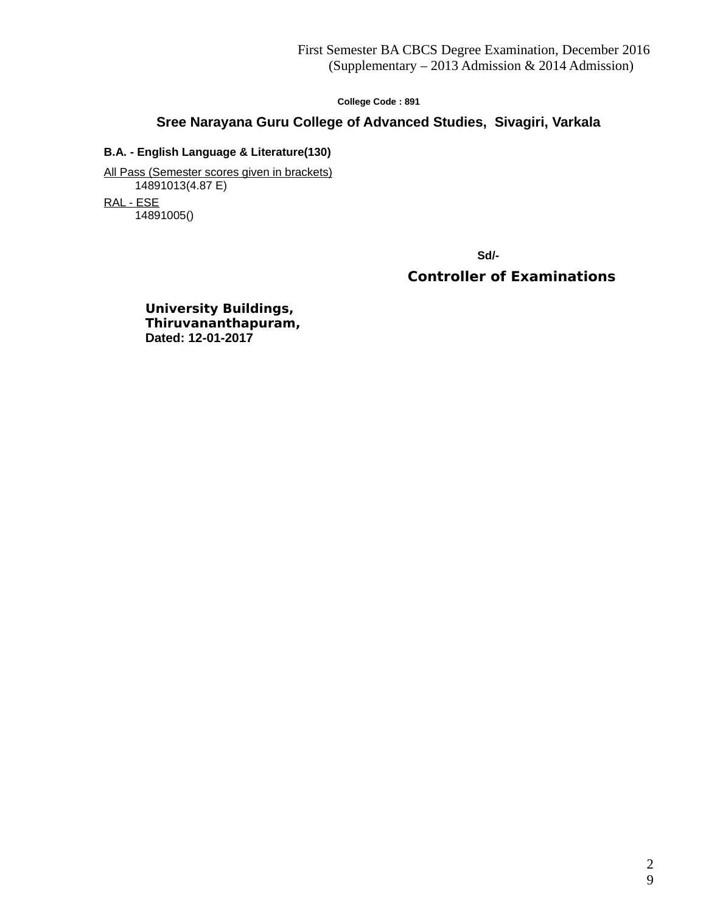First Semester BA CBCS Degree Examination, December 2016
(Supplementary – 2013 Admission & 2014 Admission)

**College Code : 891**

## Sree Narayana Guru College of Advanced Studies, Sivagiri, Varkala

**B.A. - English Language & Literature(130)**

<u>All Pass (Semester scores given in brackets)</u>

14891013(4.87 E)

<u>RAL - ESE</u>

14891005()

**Sd/-**

**Controller of Examinations**

**University Buildings,**
**Thiruvananthapuram,**
**Dated: 12-01-2017**